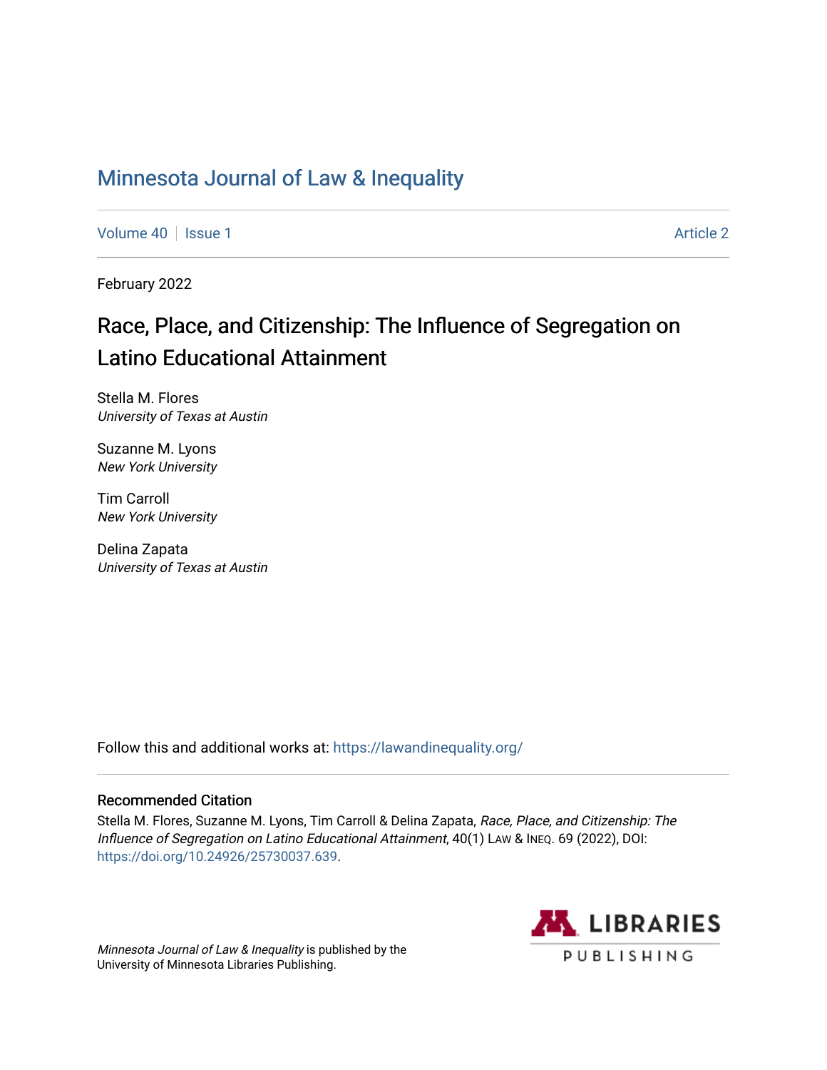# Minnesota Journal of Law & Inequality

Volume 40 | Issue 1 Article 2

February 2022

## Race, Place, and Citizenship: The Influence of Segregation on Latino Educational Attainment

Stella M. Flores
*University of Texas at Austin*

Suzanne M. Lyons
*New York University*

Tim Carroll
*New York University*

Delina Zapata
*University of Texas at Austin*

Follow this and additional works at: https://lawandinequality.org/

### Recommended Citation

Stella M. Flores, Suzanne M. Lyons, Tim Carroll & Delina Zapata, *Race, Place, and Citizenship: The Influence of Segregation on Latino Educational Attainment*, 40(1) LAW & INEQ. 69 (2022), DOI: https://doi.org/10.24926/25730037.639.

*Minnesota Journal of Law & Inequality* is published by the University of Minnesota Libraries Publishing.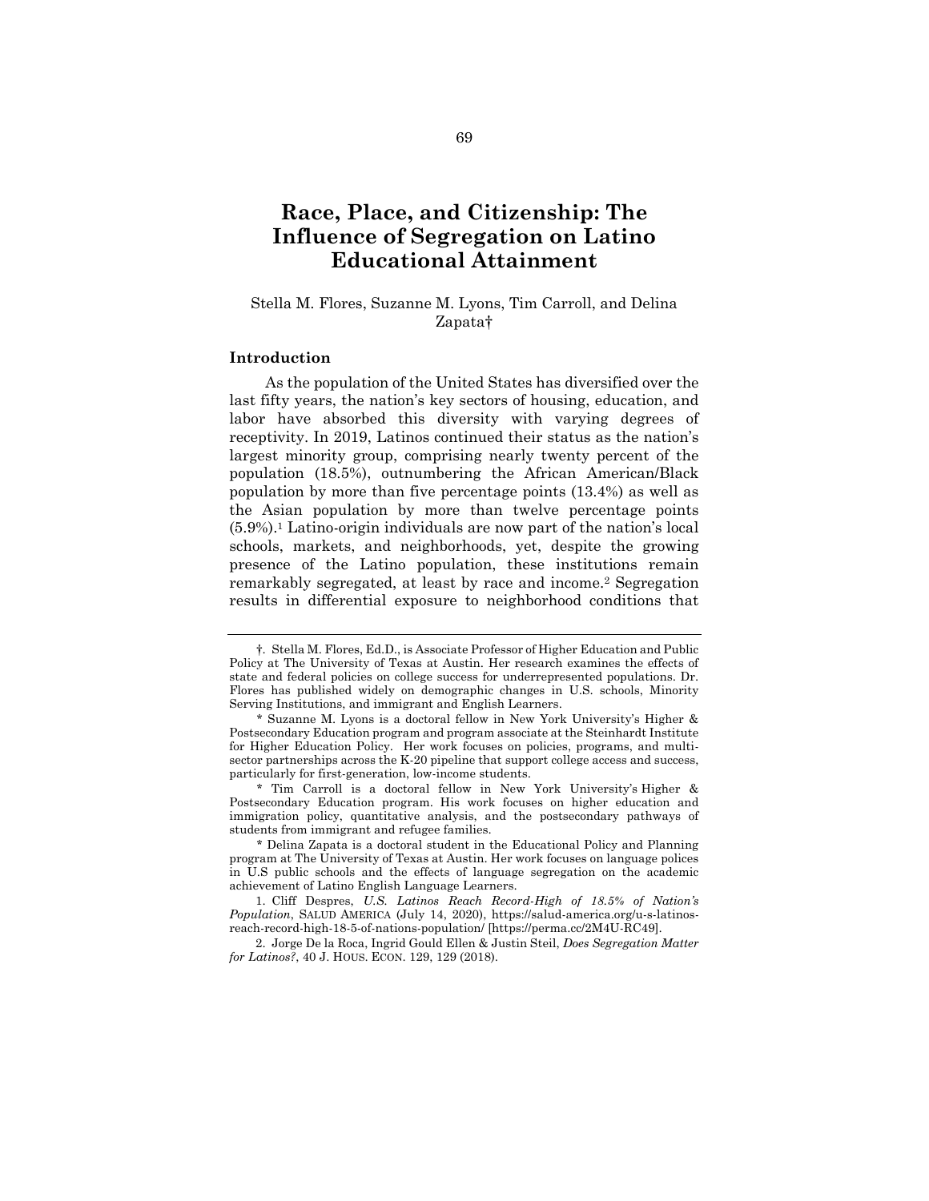# Race, Place, and Citizenship: The Influence of Segregation on Latino Educational Attainment

Stella M. Flores, Suzanne M. Lyons, Tim Carroll, and Delina Zapata†

## Introduction

As the population of the United States has diversified over the last fifty years, the nation's key sectors of housing, education, and labor have absorbed this diversity with varying degrees of receptivity. In 2019, Latinos continued their status as the nation's largest minority group, comprising nearly twenty percent of the population (18.5%), outnumbering the African American/Black population by more than five percentage points (13.4%) as well as the Asian population by more than twelve percentage points (5.9%).[1] Latino-origin individuals are now part of the nation's local schools, markets, and neighborhoods, yet, despite the growing presence of the Latino population, these institutions remain remarkably segregated, at least by race and income.[2] Segregation results in differential exposure to neighborhood conditions that

---

†. Stella M. Flores, Ed.D., is Associate Professor of Higher Education and Public Policy at The University of Texas at Austin. Her research examines the effects of state and federal policies on college success for underrepresented populations. Dr. Flores has published widely on demographic changes in U.S. schools, Minority Serving Institutions, and immigrant and English Learners.

* Suzanne M. Lyons is a doctoral fellow in New York University's Higher & Postsecondary Education program and program associate at the Steinhardt Institute for Higher Education Policy. Her work focuses on policies, programs, and multi-sector partnerships across the K-20 pipeline that support college access and success, particularly for first-generation, low-income students.

* Tim Carroll is a doctoral fellow in New York University's Higher & Postsecondary Education program. His work focuses on higher education and immigration policy, quantitative analysis, and the postsecondary pathways of students from immigrant and refugee families.

* Delina Zapata is a doctoral student in the Educational Policy and Planning program at The University of Texas at Austin. Her work focuses on language polices in U.S public schools and the effects of language segregation on the academic achievement of Latino English Language Learners.

1. Cliff Despres, *U.S. Latinos Reach Record-High of 18.5% of Nation's Population*, SALUD AMERICA (July 14, 2020), https://salud-america.org/u-s-latinos-reach-record-high-18-5-of-nations-population/ [https://perma.cc/2M4U-RC49].

2. Jorge De la Roca, Ingrid Gould Ellen & Justin Steil, *Does Segregation Matter for Latinos?*, 40 J. HOUS. ECON. 129, 129 (2018).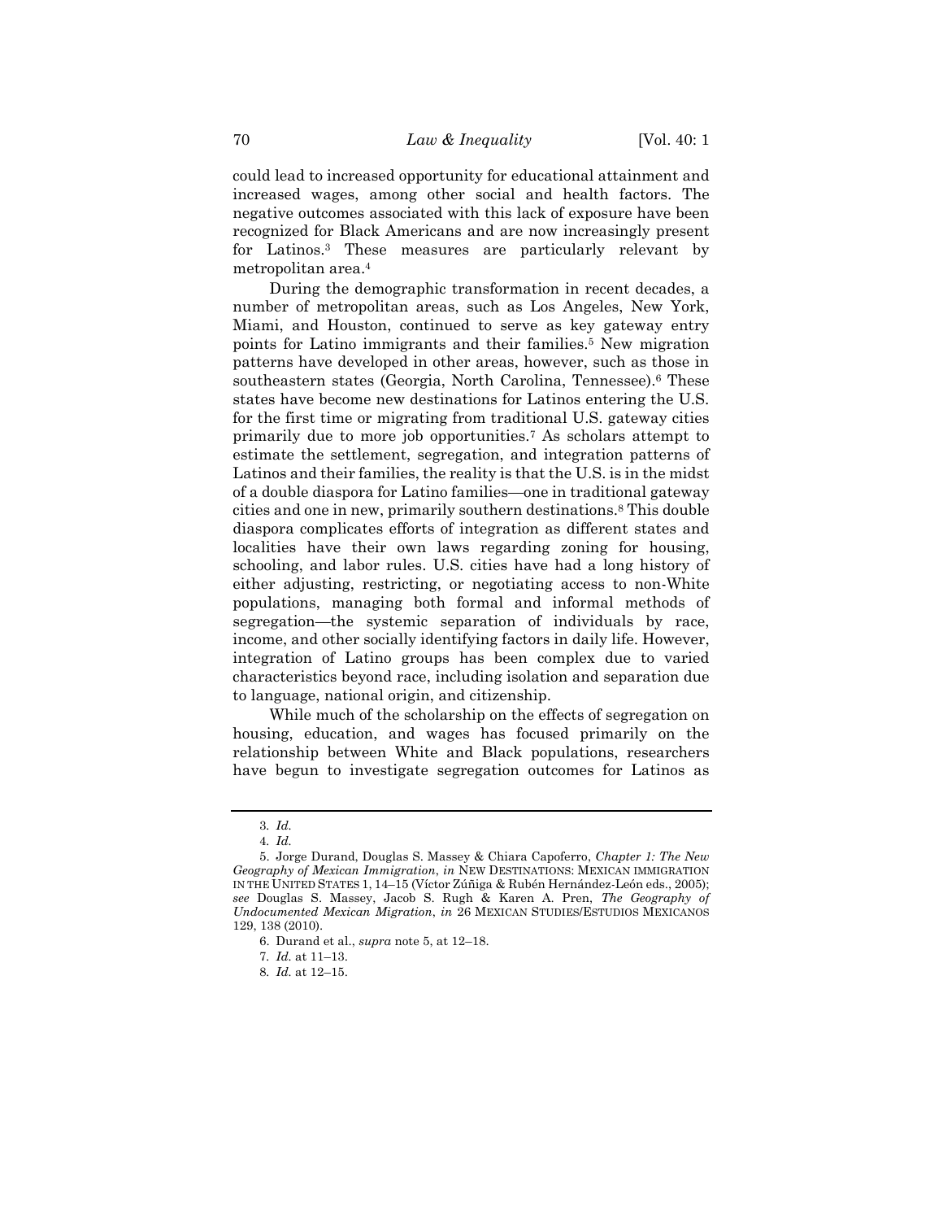could lead to increased opportunity for educational attainment and increased wages, among other social and health factors. The negative outcomes associated with this lack of exposure have been recognized for Black Americans and are now increasingly present for Latinos.[3] These measures are particularly relevant by metropolitan area.[4]

During the demographic transformation in recent decades, a number of metropolitan areas, such as Los Angeles, New York, Miami, and Houston, continued to serve as key gateway entry points for Latino immigrants and their families.[5] New migration patterns have developed in other areas, however, such as those in southeastern states (Georgia, North Carolina, Tennessee).[6] These states have become new destinations for Latinos entering the U.S. for the first time or migrating from traditional U.S. gateway cities primarily due to more job opportunities.[7] As scholars attempt to estimate the settlement, segregation, and integration patterns of Latinos and their families, the reality is that the U.S. is in the midst of a double diaspora for Latino families—one in traditional gateway cities and one in new, primarily southern destinations.[8] This double diaspora complicates efforts of integration as different states and localities have their own laws regarding zoning for housing, schooling, and labor rules. U.S. cities have had a long history of either adjusting, restricting, or negotiating access to non-White populations, managing both formal and informal methods of segregation—the systemic separation of individuals by race, income, and other socially identifying factors in daily life. However, integration of Latino groups has been complex due to varied characteristics beyond race, including isolation and separation due to language, national origin, and citizenship.

While much of the scholarship on the effects of segregation on housing, education, and wages has focused primarily on the relationship between White and Black populations, researchers have begun to investigate segregation outcomes for Latinos as

---

3. *Id.*

4. *Id.*

5. Jorge Durand, Douglas S. Massey & Chiara Capoferro, *Chapter 1: The New Geography of Mexican Immigration*, *in* NEW DESTINATIONS: MEXICAN IMMIGRATION IN THE UNITED STATES 1, 14–15 (Víctor Zúñiga & Rubén Hernández-León eds., 2005); *see* Douglas S. Massey, Jacob S. Rugh & Karen A. Pren, *The Geography of Undocumented Mexican Migration*, *in* 26 MEXICAN STUDIES/ESTUDIOS MEXICANOS 129, 138 (2010).

6. Durand et al., *supra* note 5, at 12–18.

7. *Id.* at 11–13.

8. *Id.* at 12–15.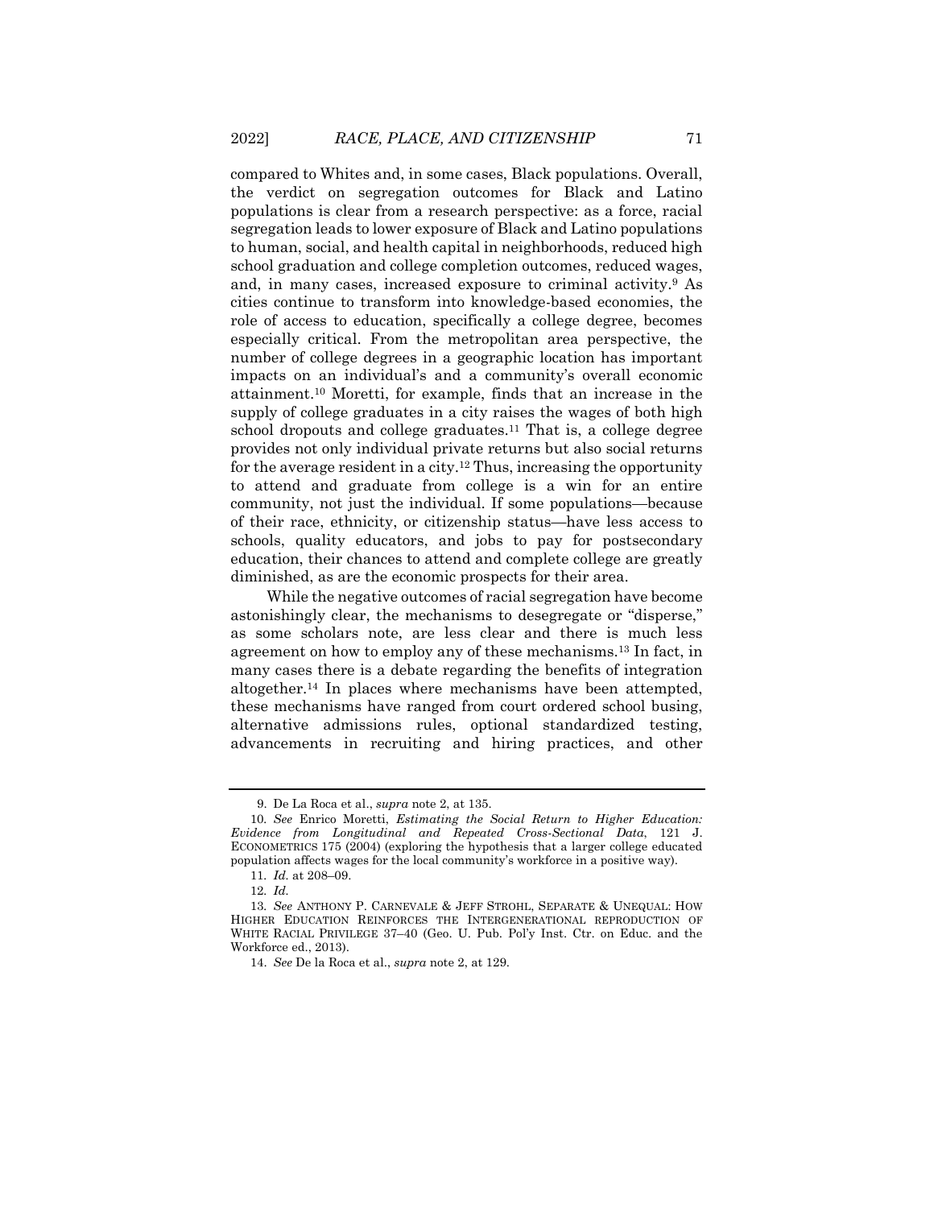compared to Whites and, in some cases, Black populations. Overall, the verdict on segregation outcomes for Black and Latino populations is clear from a research perspective: as a force, racial segregation leads to lower exposure of Black and Latino populations to human, social, and health capital in neighborhoods, reduced high school graduation and college completion outcomes, reduced wages, and, in many cases, increased exposure to criminal activity.[9] As cities continue to transform into knowledge-based economies, the role of access to education, specifically a college degree, becomes especially critical. From the metropolitan area perspective, the number of college degrees in a geographic location has important impacts on an individual's and a community's overall economic attainment.[10] Moretti, for example, finds that an increase in the supply of college graduates in a city raises the wages of both high school dropouts and college graduates.[11] That is, a college degree provides not only individual private returns but also social returns for the average resident in a city.[12] Thus, increasing the opportunity to attend and graduate from college is a win for an entire community, not just the individual. If some populations—because of their race, ethnicity, or citizenship status—have less access to schools, quality educators, and jobs to pay for postsecondary education, their chances to attend and complete college are greatly diminished, as are the economic prospects for their area.

While the negative outcomes of racial segregation have become astonishingly clear, the mechanisms to desegregate or "disperse," as some scholars note, are less clear and there is much less agreement on how to employ any of these mechanisms.[13] In fact, in many cases there is a debate regarding the benefits of integration altogether.[14] In places where mechanisms have been attempted, these mechanisms have ranged from court ordered school busing, alternative admissions rules, optional standardized testing, advancements in recruiting and hiring practices, and other

---

9. De La Roca et al., *supra* note 2, at 135.

10. *See* Enrico Moretti, *Estimating the Social Return to Higher Education: Evidence from Longitudinal and Repeated Cross-Sectional Data*, 121 J. ECONOMETRICS 175 (2004) (exploring the hypothesis that a larger college educated population affects wages for the local community's workforce in a positive way).

11. *Id.* at 208–09.

12. *Id.*

13. *See* ANTHONY P. CARNEVALE & JEFF STROHL, SEPARATE & UNEQUAL: HOW HIGHER EDUCATION REINFORCES THE INTERGENERATIONAL REPRODUCTION OF WHITE RACIAL PRIVILEGE 37–40 (Geo. U. Pub. Pol'y Inst. Ctr. on Educ. and the Workforce ed., 2013).

14. *See* De la Roca et al., *supra* note 2, at 129.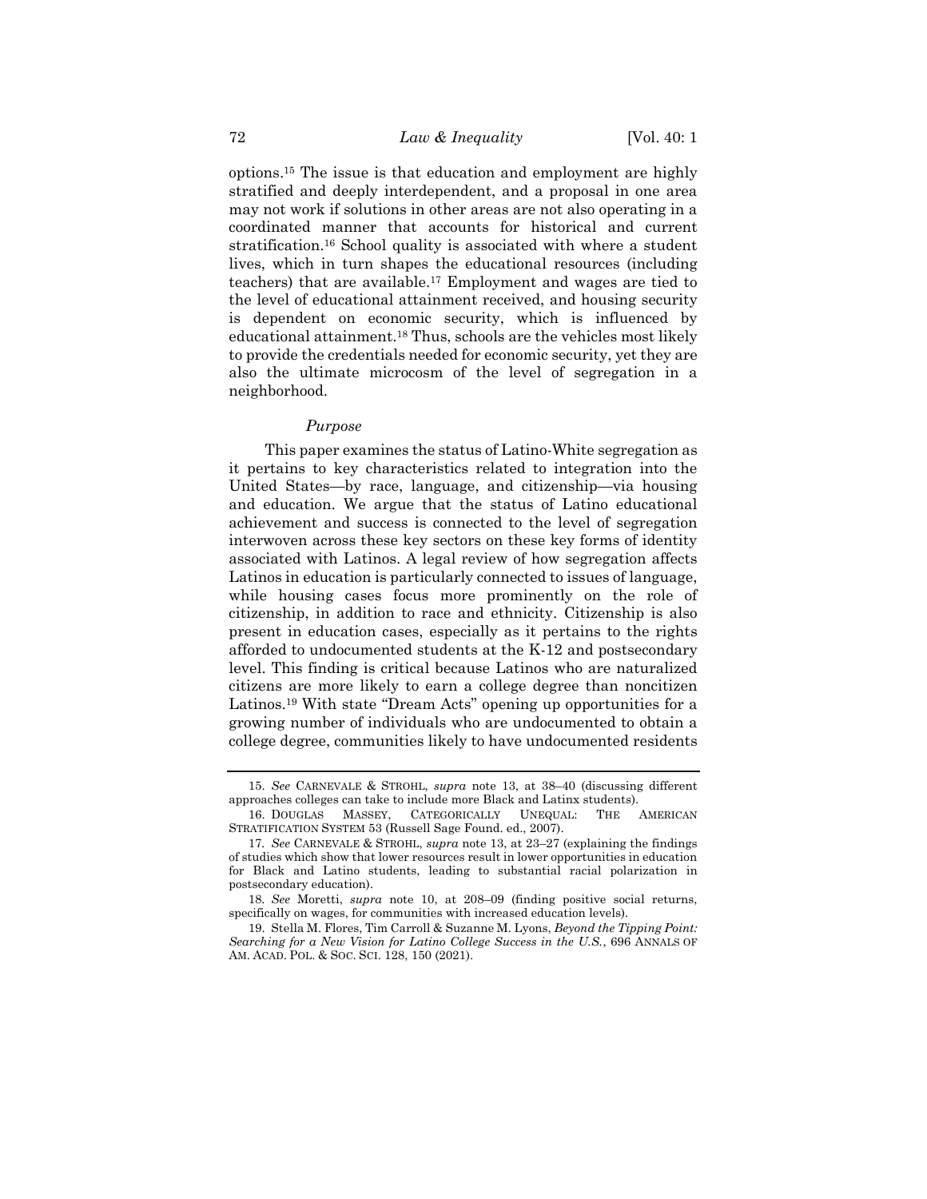options.[15] The issue is that education and employment are highly stratified and deeply interdependent, and a proposal in one area may not work if solutions in other areas are not also operating in a coordinated manner that accounts for historical and current stratification.[16] School quality is associated with where a student lives, which in turn shapes the educational resources (including teachers) that are available.[17] Employment and wages are tied to the level of educational attainment received, and housing security is dependent on economic security, which is influenced by educational attainment.[18] Thus, schools are the vehicles most likely to provide the credentials needed for economic security, yet they are also the ultimate microcosm of the level of segregation in a neighborhood.

### *Purpose*

This paper examines the status of Latino-White segregation as it pertains to key characteristics related to integration into the United States—by race, language, and citizenship—via housing and education. We argue that the status of Latino educational achievement and success is connected to the level of segregation interwoven across these key sectors on these key forms of identity associated with Latinos. A legal review of how segregation affects Latinos in education is particularly connected to issues of language, while housing cases focus more prominently on the role of citizenship, in addition to race and ethnicity. Citizenship is also present in education cases, especially as it pertains to the rights afforded to undocumented students at the K-12 and postsecondary level. This finding is critical because Latinos who are naturalized citizens are more likely to earn a college degree than noncitizen Latinos.[19] With state "Dream Acts" opening up opportunities for a growing number of individuals who are undocumented to obtain a college degree, communities likely to have undocumented residents

---

15. *See* CARNEVALE & STROHL, *supra* note 13, at 38–40 (discussing different approaches colleges can take to include more Black and Latinx students).

16. DOUGLAS MASSEY, CATEGORICALLY UNEQUAL: THE AMERICAN STRATIFICATION SYSTEM 53 (Russell Sage Found. ed., 2007).

17. *See* CARNEVALE & STROHL, *supra* note 13, at 23–27 (explaining the findings of studies which show that lower resources result in lower opportunities in education for Black and Latino students, leading to substantial racial polarization in postsecondary education).

18. *See* Moretti, *supra* note 10, at 208–09 (finding positive social returns, specifically on wages, for communities with increased education levels).

19. Stella M. Flores, Tim Carroll & Suzanne M. Lyons, *Beyond the Tipping Point: Searching for a New Vision for Latino College Success in the U.S.*, 696 ANNALS OF AM. ACAD. POL. & SOC. SCI. 128, 150 (2021).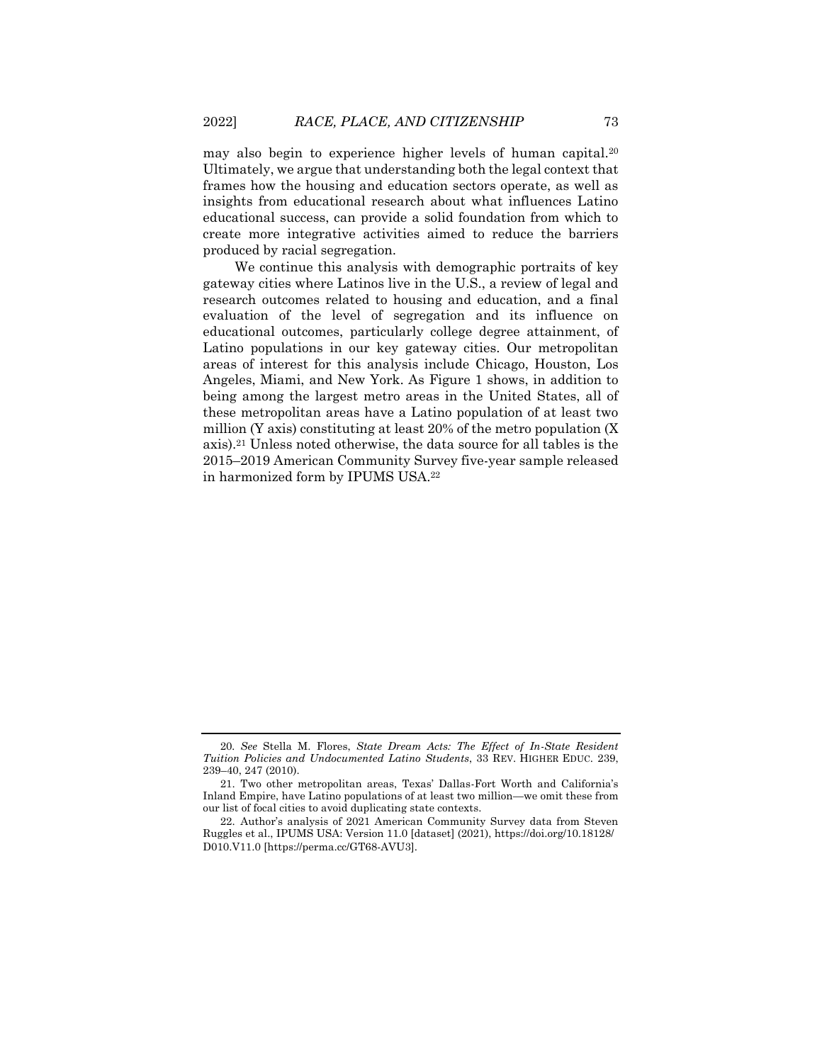may also begin to experience higher levels of human capital.[20] Ultimately, we argue that understanding both the legal context that frames how the housing and education sectors operate, as well as insights from educational research about what influences Latino educational success, can provide a solid foundation from which to create more integrative activities aimed to reduce the barriers produced by racial segregation.

We continue this analysis with demographic portraits of key gateway cities where Latinos live in the U.S., a review of legal and research outcomes related to housing and education, and a final evaluation of the level of segregation and its influence on educational outcomes, particularly college degree attainment, of Latino populations in our key gateway cities. Our metropolitan areas of interest for this analysis include Chicago, Houston, Los Angeles, Miami, and New York. As Figure 1 shows, in addition to being among the largest metro areas in the United States, all of these metropolitan areas have a Latino population of at least two million (Y axis) constituting at least 20% of the metro population (X axis).[21] Unless noted otherwise, the data source for all tables is the 2015–2019 American Community Survey five-year sample released in harmonized form by IPUMS USA.[22]

---

20. *See* Stella M. Flores, *State Dream Acts: The Effect of In-State Resident Tuition Policies and Undocumented Latino Students*, 33 REV. HIGHER EDUC. 239, 239–40, 247 (2010).

21. Two other metropolitan areas, Texas' Dallas-Fort Worth and California's Inland Empire, have Latino populations of at least two million—we omit these from our list of focal cities to avoid duplicating state contexts.

22. Author's analysis of 2021 American Community Survey data from Steven Ruggles et al., IPUMS USA: Version 11.0 [dataset] (2021), https://doi.org/10.18128/D010.V11.0 [https://perma.cc/GT68-AVU3].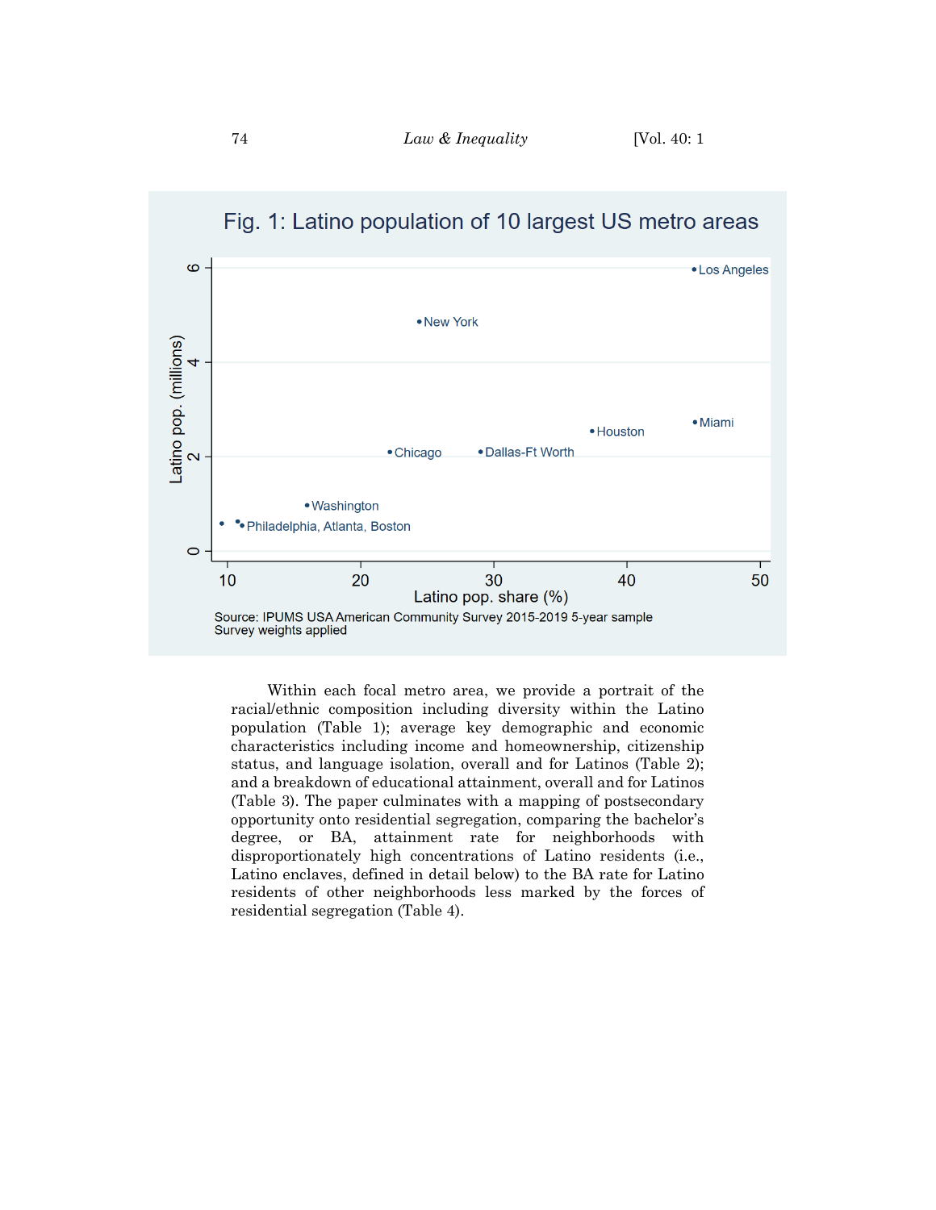Fig. 1: Latino population of 10 largest US metro areas

Source: IPUMS USA American Community Survey 2015-2019 5-year sample
Survey weights applied

Within each focal metro area, we provide a portrait of the racial/ethnic composition including diversity within the Latino population (Table 1); average key demographic and economic characteristics including income and homeownership, citizenship status, and language isolation, overall and for Latinos (Table 2); and a breakdown of educational attainment, overall and for Latinos (Table 3). The paper culminates with a mapping of postsecondary opportunity onto residential segregation, comparing the bachelor's degree, or BA, attainment rate for neighborhoods with disproportionately high concentrations of Latino residents (i.e., Latino enclaves, defined in detail below) to the BA rate for Latino residents of other neighborhoods less marked by the forces of residential segregation (Table 4).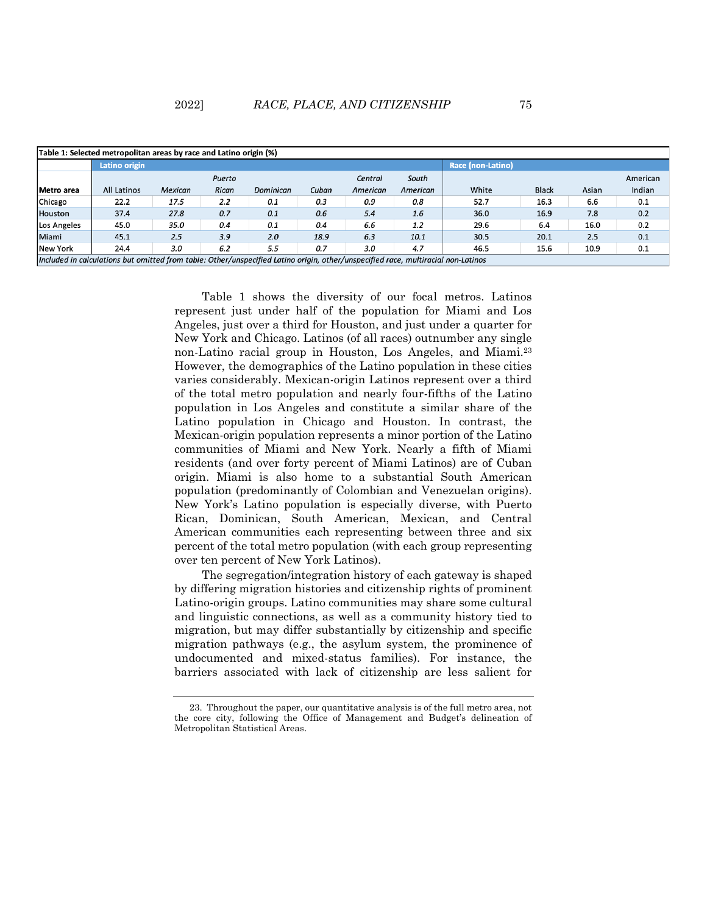**Table 1: Selected metropolitan areas by race and Latino origin (%)**

| | Latino origin | | | | | | | Race (non-Latino) | | | |
|---|---|---|---|---|---|---|---|---|---|---|---|
| **Metro area** | All Latinos | *Mexican* | *Puerto Rican* | *Dominican* | *Cuban* | *Central American* | *South American* | White | Black | Asian | American Indian |
| Chicago | 22.2 | *17.5* | *2.2* | *0.1* | *0.3* | *0.9* | *0.8* | 52.7 | 16.3 | 6.6 | 0.1 |
| Houston | 37.4 | *27.8* | *0.7* | *0.1* | *0.6* | *5.4* | *1.6* | 36.0 | 16.9 | 7.8 | 0.2 |
| Los Angeles | 45.0 | *35.0* | *0.4* | *0.1* | *0.4* | *6.6* | *1.2* | 29.6 | 6.4 | 16.0 | 0.2 |
| Miami | 45.1 | *2.5* | *3.9* | *2.0* | *18.9* | *6.3* | *10.1* | 30.5 | 20.1 | 2.5 | 0.1 |
| New York | 24.4 | *3.0* | *6.2* | *5.5* | *0.7* | *3.0* | *4.7* | 46.5 | 15.6 | 10.9 | 0.1 |

*Included in calculations but omitted from table: Other/unspecified Latino origin, other/unspecified race, multiracial non-Latinos*

Table 1 shows the diversity of our focal metros. Latinos represent just under half of the population for Miami and Los Angeles, just over a third for Houston, and just under a quarter for New York and Chicago. Latinos (of all races) outnumber any single non-Latino racial group in Houston, Los Angeles, and Miami.[23] However, the demographics of the Latino population in these cities varies considerably. Mexican-origin Latinos represent over a third of the total metro population and nearly four-fifths of the Latino population in Los Angeles and constitute a similar share of the Latino population in Chicago and Houston. In contrast, the Mexican-origin population represents a minor portion of the Latino communities of Miami and New York. Nearly a fifth of Miami residents (and over forty percent of Miami Latinos) are of Cuban origin. Miami is also home to a substantial South American population (predominantly of Colombian and Venezuelan origins). New York's Latino population is especially diverse, with Puerto Rican, Dominican, South American, Mexican, and Central American communities each representing between three and six percent of the total metro population (with each group representing over ten percent of New York Latinos).

The segregation/integration history of each gateway is shaped by differing migration histories and citizenship rights of prominent Latino-origin groups. Latino communities may share some cultural and linguistic connections, as well as a community history tied to migration, but may differ substantially by citizenship and specific migration pathways (e.g., the asylum system, the prominence of undocumented and mixed-status families). For instance, the barriers associated with lack of citizenship are less salient for

23. Throughout the paper, our quantitative analysis is of the full metro area, not the core city, following the Office of Management and Budget's delineation of Metropolitan Statistical Areas.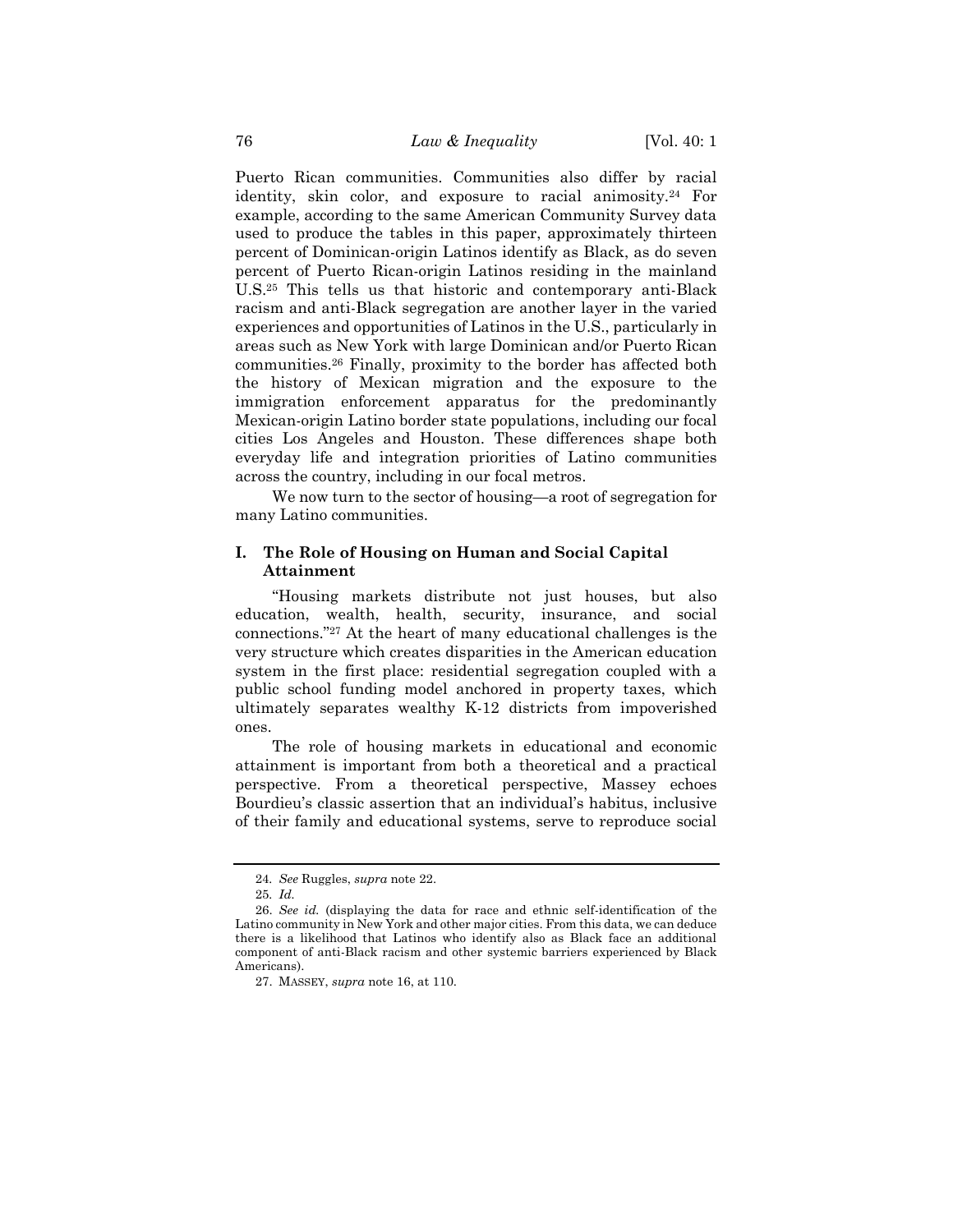Puerto Rican communities. Communities also differ by racial identity, skin color, and exposure to racial animosity.[24] For example, according to the same American Community Survey data used to produce the tables in this paper, approximately thirteen percent of Dominican-origin Latinos identify as Black, as do seven percent of Puerto Rican-origin Latinos residing in the mainland U.S.[25] This tells us that historic and contemporary anti-Black racism and anti-Black segregation are another layer in the varied experiences and opportunities of Latinos in the U.S., particularly in areas such as New York with large Dominican and/or Puerto Rican communities.[26] Finally, proximity to the border has affected both the history of Mexican migration and the exposure to the immigration enforcement apparatus for the predominantly Mexican-origin Latino border state populations, including our focal cities Los Angeles and Houston. These differences shape both everyday life and integration priorities of Latino communities across the country, including in our focal metros.

We now turn to the sector of housing—a root of segregation for many Latino communities.

## I. The Role of Housing on Human and Social Capital Attainment

"Housing markets distribute not just houses, but also education, wealth, health, security, insurance, and social connections."[27] At the heart of many educational challenges is the very structure which creates disparities in the American education system in the first place: residential segregation coupled with a public school funding model anchored in property taxes, which ultimately separates wealthy K-12 districts from impoverished ones.

The role of housing markets in educational and economic attainment is important from both a theoretical and a practical perspective. From a theoretical perspective, Massey echoes Bourdieu's classic assertion that an individual's habitus, inclusive of their family and educational systems, serve to reproduce social

---

24. *See* Ruggles, *supra* note 22.

25. *Id.*

26. *See id.* (displaying the data for race and ethnic self-identification of the Latino community in New York and other major cities. From this data, we can deduce there is a likelihood that Latinos who identify also as Black face an additional component of anti-Black racism and other systemic barriers experienced by Black Americans).

27. MASSEY, *supra* note 16, at 110.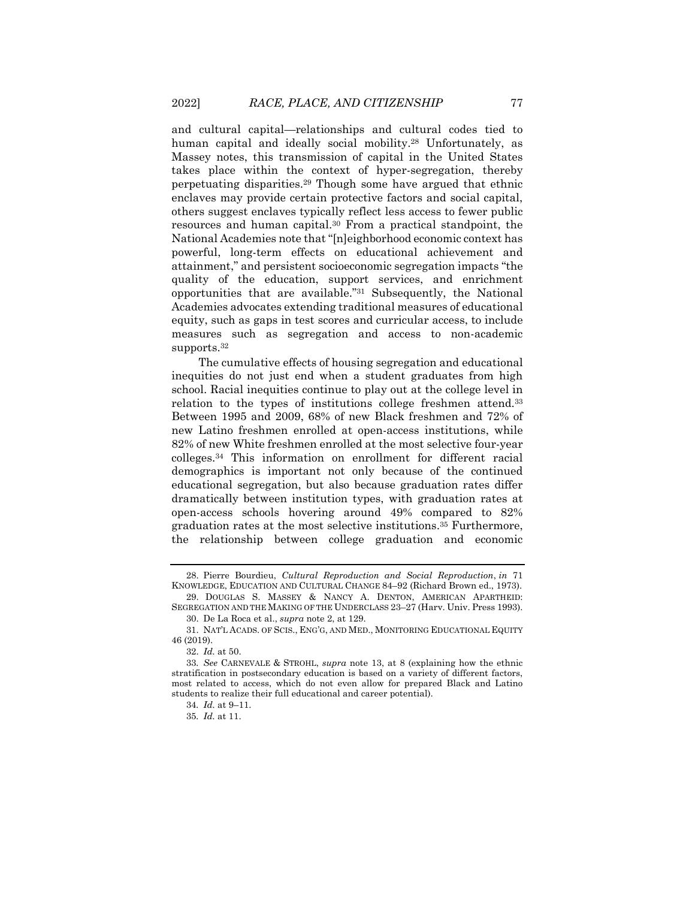and cultural capital—relationships and cultural codes tied to human capital and ideally social mobility.[28] Unfortunately, as Massey notes, this transmission of capital in the United States takes place within the context of hyper-segregation, thereby perpetuating disparities.[29] Though some have argued that ethnic enclaves may provide certain protective factors and social capital, others suggest enclaves typically reflect less access to fewer public resources and human capital.[30] From a practical standpoint, the National Academies note that "[n]eighborhood economic context has powerful, long-term effects on educational achievement and attainment," and persistent socioeconomic segregation impacts "the quality of the education, support services, and enrichment opportunities that are available."[31] Subsequently, the National Academies advocates extending traditional measures of educational equity, such as gaps in test scores and curricular access, to include measures such as segregation and access to non-academic supports.[32]

The cumulative effects of housing segregation and educational inequities do not just end when a student graduates from high school. Racial inequities continue to play out at the college level in relation to the types of institutions college freshmen attend.[33] Between 1995 and 2009, 68% of new Black freshmen and 72% of new Latino freshmen enrolled at open-access institutions, while 82% of new White freshmen enrolled at the most selective four-year colleges.[34] This information on enrollment for different racial demographics is important not only because of the continued educational segregation, but also because graduation rates differ dramatically between institution types, with graduation rates at open-access schools hovering around 49% compared to 82% graduation rates at the most selective institutions.[35] Furthermore, the relationship between college graduation and economic

---

28. Pierre Bourdieu, *Cultural Reproduction and Social Reproduction*, *in* 71 KNOWLEDGE, EDUCATION AND CULTURAL CHANGE 84–92 (Richard Brown ed., 1973).

29. DOUGLAS S. MASSEY & NANCY A. DENTON, AMERICAN APARTHEID: SEGREGATION AND THE MAKING OF THE UNDERCLASS 23–27 (Harv. Univ. Press 1993).

30. De La Roca et al., *supra* note 2, at 129.

31. NAT'L ACADS. OF SCIS., ENG'G, AND MED., MONITORING EDUCATIONAL EQUITY 46 (2019).

32. *Id.* at 50.

33. *See* CARNEVALE & STROHL, *supra* note 13, at 8 (explaining how the ethnic stratification in postsecondary education is based on a variety of different factors, most related to access, which do not even allow for prepared Black and Latino students to realize their full educational and career potential).

34. *Id.* at 9–11.

35. *Id.* at 11.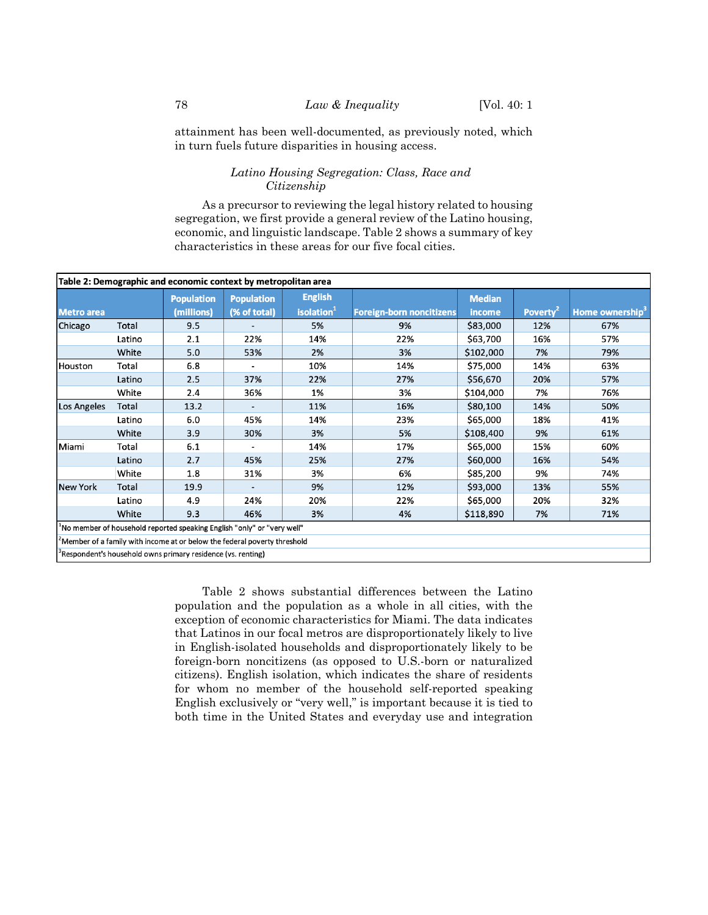attainment has been well-documented, as previously noted, which in turn fuels future disparities in housing access.

### *Latino Housing Segregation: Class, Race and Citizenship*

As a precursor to reviewing the legal history related to housing segregation, we first provide a general review of the Latino housing, economic, and linguistic landscape. Table 2 shows a summary of key characteristics in these areas for our five focal cities.

**Table 2: Demographic and economic context by metropolitan area**

| Metro area | | Population (millions) | Population (% of total) | English isolation[1] | Foreign-born noncitizens | Median income | Poverty[2] | Home ownership[3] |
|---|---|---|---|---|---|---|---|---|
| Chicago | Total | 9.5 | - | 5% | 9% | $83,000 | 12% | 67% |
| | Latino | 2.1 | 22% | 14% | 22% | $63,700 | 16% | 57% |
| | White | 5.0 | 53% | 2% | 3% | $102,000 | 7% | 79% |
| Houston | Total | 6.8 | - | 10% | 14% | $75,000 | 14% | 63% |
| | Latino | 2.5 | 37% | 22% | 27% | $56,670 | 20% | 57% |
| | White | 2.4 | 36% | 1% | 3% | $104,000 | 7% | 76% |
| Los Angeles | Total | 13.2 | - | 11% | 16% | $80,100 | 14% | 50% |
| | Latino | 6.0 | 45% | 14% | 23% | $65,000 | 18% | 41% |
| | White | 3.9 | 30% | 3% | 5% | $108,400 | 9% | 61% |
| Miami | Total | 6.1 | - | 14% | 17% | $65,000 | 15% | 60% |
| | Latino | 2.7 | 45% | 25% | 27% | $60,000 | 16% | 54% |
| | White | 1.8 | 31% | 3% | 6% | $85,200 | 9% | 74% |
| New York | Total | 19.9 | - | 9% | 12% | $93,000 | 13% | 55% |
| | Latino | 4.9 | 24% | 20% | 22% | $65,000 | 20% | 32% |
| | White | 9.3 | 46% | 3% | 4% | $118,890 | 7% | 71% |

[1]No member of household reported speaking English "only" or "very well"

[2]Member of a family with income at or below the federal poverty threshold

[3]Respondent's household owns primary residence (vs. renting)

Table 2 shows substantial differences between the Latino population and the population as a whole in all cities, with the exception of economic characteristics for Miami. The data indicates that Latinos in our focal metros are disproportionately likely to live in English-isolated households and disproportionately likely to be foreign-born noncitizens (as opposed to U.S.-born or naturalized citizens). English isolation, which indicates the share of residents for whom no member of the household self-reported speaking English exclusively or "very well," is important because it is tied to both time in the United States and everyday use and integration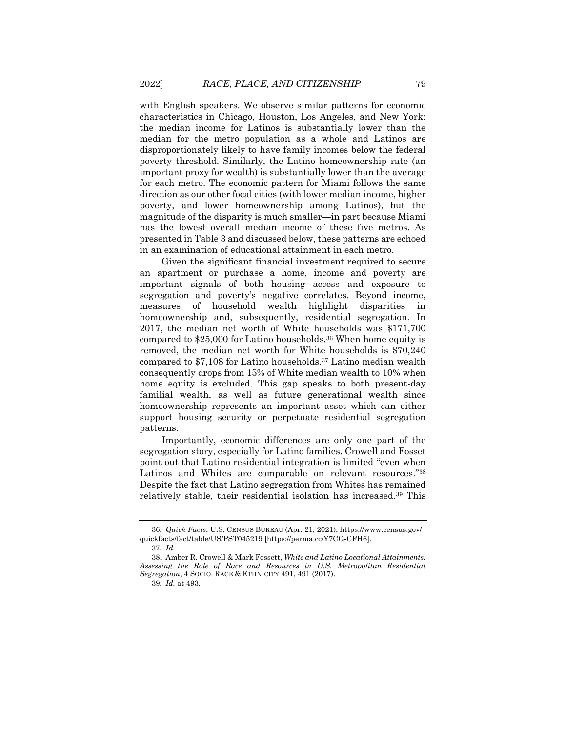with English speakers. We observe similar patterns for economic characteristics in Chicago, Houston, Los Angeles, and New York: the median income for Latinos is substantially lower than the median for the metro population as a whole and Latinos are disproportionately likely to have family incomes below the federal poverty threshold. Similarly, the Latino homeownership rate (an important proxy for wealth) is substantially lower than the average for each metro. The economic pattern for Miami follows the same direction as our other focal cities (with lower median income, higher poverty, and lower homeownership among Latinos), but the magnitude of the disparity is much smaller—in part because Miami has the lowest overall median income of these five metros. As presented in Table 3 and discussed below, these patterns are echoed in an examination of educational attainment in each metro.

Given the significant financial investment required to secure an apartment or purchase a home, income and poverty are important signals of both housing access and exposure to segregation and poverty's negative correlates. Beyond income, measures of household wealth highlight disparities in homeownership and, subsequently, residential segregation. In 2017, the median net worth of White households was $171,700 compared to $25,000 for Latino households.[36] When home equity is removed, the median net worth for White households is $70,240 compared to $7,108 for Latino households.[37] Latino median wealth consequently drops from 15% of White median wealth to 10% when home equity is excluded. This gap speaks to both present-day familial wealth, as well as future generational wealth since homeownership represents an important asset which can either support housing security or perpetuate residential segregation patterns.

Importantly, economic differences are only one part of the segregation story, especially for Latino families. Crowell and Fosset point out that Latino residential integration is limited "even when Latinos and Whites are comparable on relevant resources."[38] Despite the fact that Latino segregation from Whites has remained relatively stable, their residential isolation has increased.[39] This

---

36. *Quick Facts*, U.S. CENSUS BUREAU (Apr. 21, 2021), https://www.census.gov/quickfacts/fact/table/US/PST045219 [https://perma.cc/Y7CG-CFH6].

37. *Id.*

38. Amber R. Crowell & Mark Fossett, *White and Latino Locational Attainments: Assessing the Role of Race and Resources in U.S. Metropolitan Residential Segregation*, 4 SOCIO. RACE & ETHNICITY 491, 491 (2017).

39. *Id.* at 493.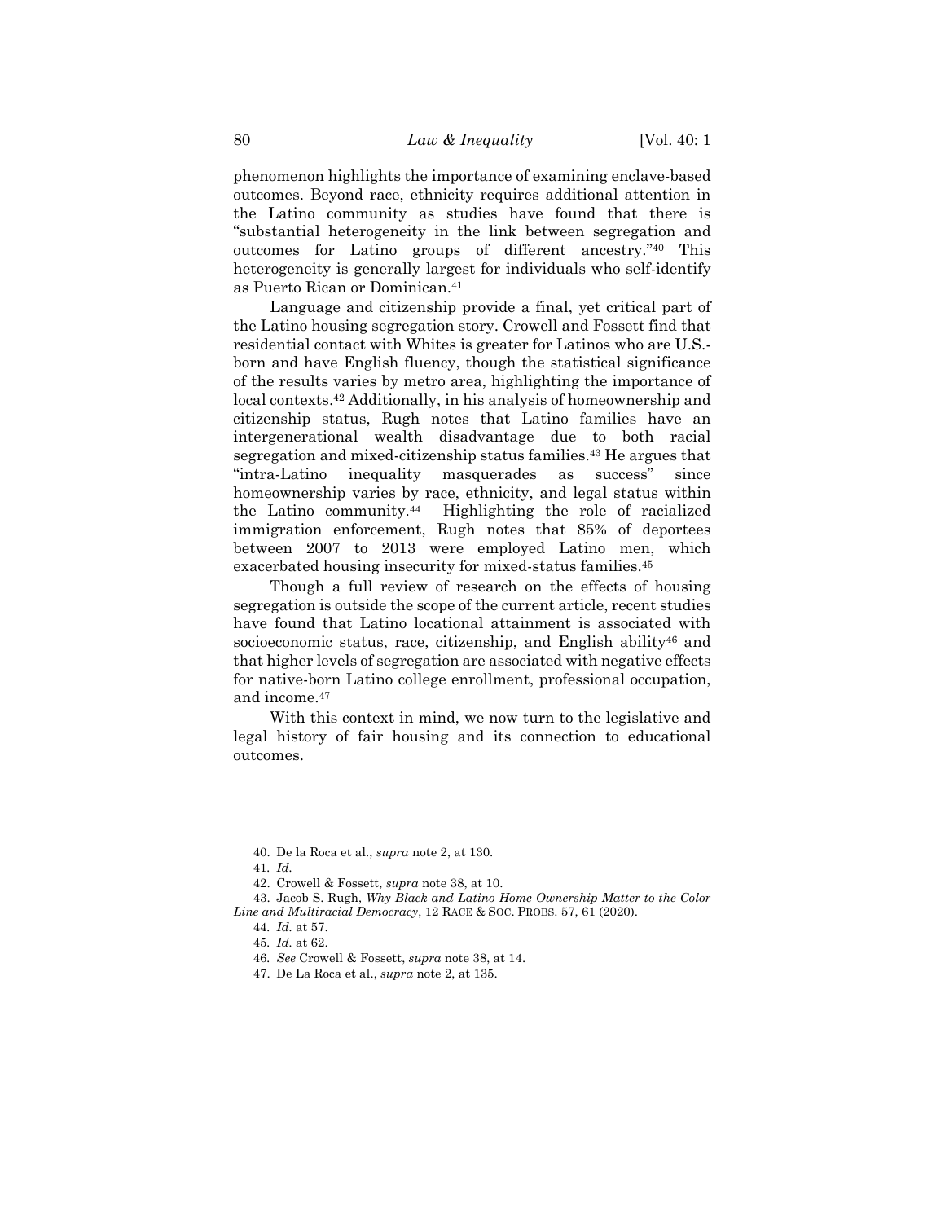phenomenon highlights the importance of examining enclave-based outcomes. Beyond race, ethnicity requires additional attention in the Latino community as studies have found that there is "substantial heterogeneity in the link between segregation and outcomes for Latino groups of different ancestry."[40] This heterogeneity is generally largest for individuals who self-identify as Puerto Rican or Dominican.[41]

Language and citizenship provide a final, yet critical part of the Latino housing segregation story. Crowell and Fossett find that residential contact with Whites is greater for Latinos who are U.S.-born and have English fluency, though the statistical significance of the results varies by metro area, highlighting the importance of local contexts.[42] Additionally, in his analysis of homeownership and citizenship status, Rugh notes that Latino families have an intergenerational wealth disadvantage due to both racial segregation and mixed-citizenship status families.[43] He argues that "intra-Latino inequality masquerades as success" since homeownership varies by race, ethnicity, and legal status within the Latino community.[44] Highlighting the role of racialized immigration enforcement, Rugh notes that 85% of deportees between 2007 to 2013 were employed Latino men, which exacerbated housing insecurity for mixed-status families.[45]

Though a full review of research on the effects of housing segregation is outside the scope of the current article, recent studies have found that Latino locational attainment is associated with socioeconomic status, race, citizenship, and English ability[46] and that higher levels of segregation are associated with negative effects for native-born Latino college enrollment, professional occupation, and income.[47]

With this context in mind, we now turn to the legislative and legal history of fair housing and its connection to educational outcomes.

---

40. De la Roca et al., *supra* note 2, at 130.

41. *Id.*

42. Crowell & Fossett, *supra* note 38, at 10.

43. Jacob S. Rugh, *Why Black and Latino Home Ownership Matter to the Color Line and Multiracial Democracy*, 12 RACE & SOC. PROBS. 57, 61 (2020).

44. *Id.* at 57.

45. *Id.* at 62.

46. *See* Crowell & Fossett, *supra* note 38, at 14.

47. De La Roca et al., *supra* note 2, at 135.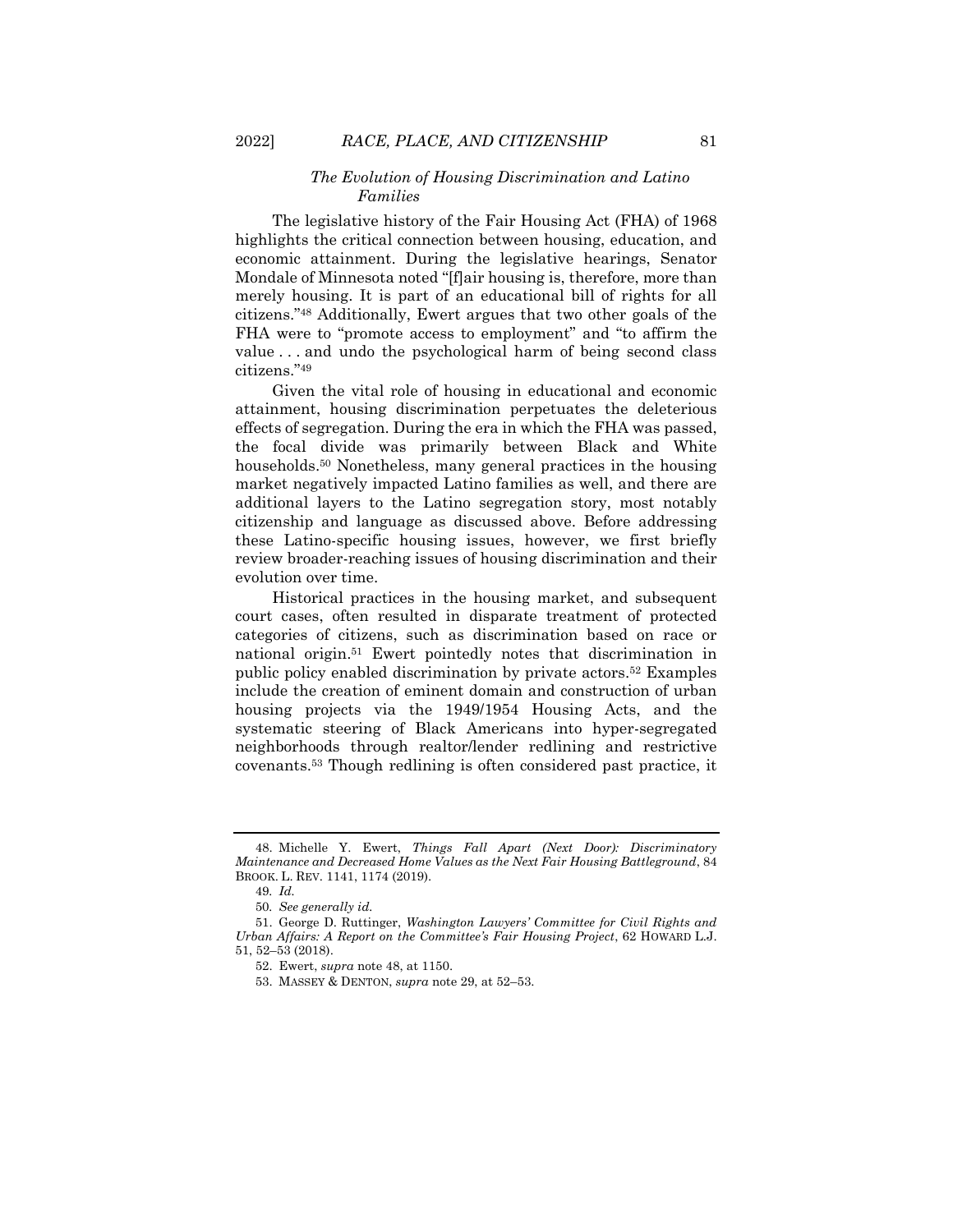### *The Evolution of Housing Discrimination and Latino Families*

The legislative history of the Fair Housing Act (FHA) of 1968 highlights the critical connection between housing, education, and economic attainment. During the legislative hearings, Senator Mondale of Minnesota noted "[f]air housing is, therefore, more than merely housing. It is part of an educational bill of rights for all citizens."[48] Additionally, Ewert argues that two other goals of the FHA were to "promote access to employment" and "to affirm the value . . . and undo the psychological harm of being second class citizens."[49]

Given the vital role of housing in educational and economic attainment, housing discrimination perpetuates the deleterious effects of segregation. During the era in which the FHA was passed, the focal divide was primarily between Black and White households.[50] Nonetheless, many general practices in the housing market negatively impacted Latino families as well, and there are additional layers to the Latino segregation story, most notably citizenship and language as discussed above. Before addressing these Latino-specific housing issues, however, we first briefly review broader-reaching issues of housing discrimination and their evolution over time.

Historical practices in the housing market, and subsequent court cases, often resulted in disparate treatment of protected categories of citizens, such as discrimination based on race or national origin.[51] Ewert pointedly notes that discrimination in public policy enabled discrimination by private actors.[52] Examples include the creation of eminent domain and construction of urban housing projects via the 1949/1954 Housing Acts, and the systematic steering of Black Americans into hyper-segregated neighborhoods through realtor/lender redlining and restrictive covenants.[53] Though redlining is often considered past practice, it

---

48. Michelle Y. Ewert, *Things Fall Apart (Next Door): Discriminatory Maintenance and Decreased Home Values as the Next Fair Housing Battleground*, 84 BROOK. L. REV. 1141, 1174 (2019).

49. *Id.*

50. *See generally id.*

51. George D. Ruttinger, *Washington Lawyers' Committee for Civil Rights and Urban Affairs: A Report on the Committee's Fair Housing Project*, 62 HOWARD L.J. 51, 52–53 (2018).

52. Ewert, *supra* note 48, at 1150.

53. MASSEY & DENTON, *supra* note 29, at 52–53.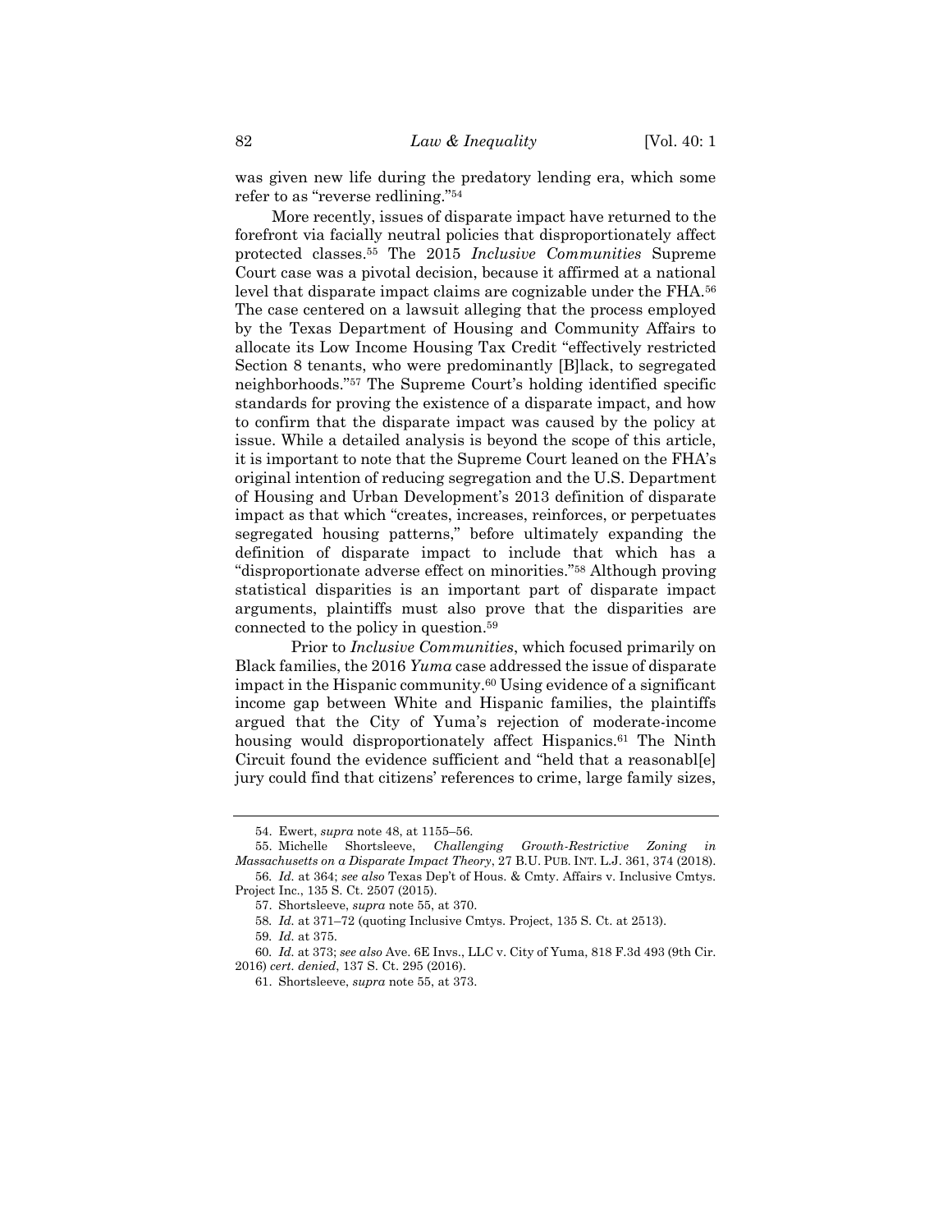was given new life during the predatory lending era, which some refer to as "reverse redlining."[54]

More recently, issues of disparate impact have returned to the forefront via facially neutral policies that disproportionately affect protected classes.[55] The 2015 *Inclusive Communities* Supreme Court case was a pivotal decision, because it affirmed at a national level that disparate impact claims are cognizable under the FHA.[56] The case centered on a lawsuit alleging that the process employed by the Texas Department of Housing and Community Affairs to allocate its Low Income Housing Tax Credit "effectively restricted Section 8 tenants, who were predominantly [B]lack, to segregated neighborhoods."[57] The Supreme Court's holding identified specific standards for proving the existence of a disparate impact, and how to confirm that the disparate impact was caused by the policy at issue. While a detailed analysis is beyond the scope of this article, it is important to note that the Supreme Court leaned on the FHA's original intention of reducing segregation and the U.S. Department of Housing and Urban Development's 2013 definition of disparate impact as that which "creates, increases, reinforces, or perpetuates segregated housing patterns," before ultimately expanding the definition of disparate impact to include that which has a "disproportionate adverse effect on minorities."[58] Although proving statistical disparities is an important part of disparate impact arguments, plaintiffs must also prove that the disparities are connected to the policy in question.[59]

Prior to *Inclusive Communities*, which focused primarily on Black families, the 2016 *Yuma* case addressed the issue of disparate impact in the Hispanic community.[60] Using evidence of a significant income gap between White and Hispanic families, the plaintiffs argued that the City of Yuma's rejection of moderate-income housing would disproportionately affect Hispanics.[61] The Ninth Circuit found the evidence sufficient and "held that a reasonabl[e] jury could find that citizens' references to crime, large family sizes,

---

54. Ewert, *supra* note 48, at 1155–56.

55. Michelle Shortsleeve, *Challenging Growth-Restrictive Zoning in Massachusetts on a Disparate Impact Theory*, 27 B.U. PUB. INT. L.J. 361, 374 (2018).

56. *Id.* at 364; *see also* Texas Dep't of Hous. & Cmty. Affairs v. Inclusive Cmtys. Project Inc., 135 S. Ct. 2507 (2015).

57. Shortsleeve, *supra* note 55, at 370.

58. *Id.* at 371–72 (quoting Inclusive Cmtys. Project, 135 S. Ct. at 2513).

59. *Id.* at 375.

60. *Id.* at 373; *see also* Ave. 6E Invs., LLC v. City of Yuma, 818 F.3d 493 (9th Cir. 2016) *cert. denied*, 137 S. Ct. 295 (2016).

61. Shortsleeve, *supra* note 55, at 373.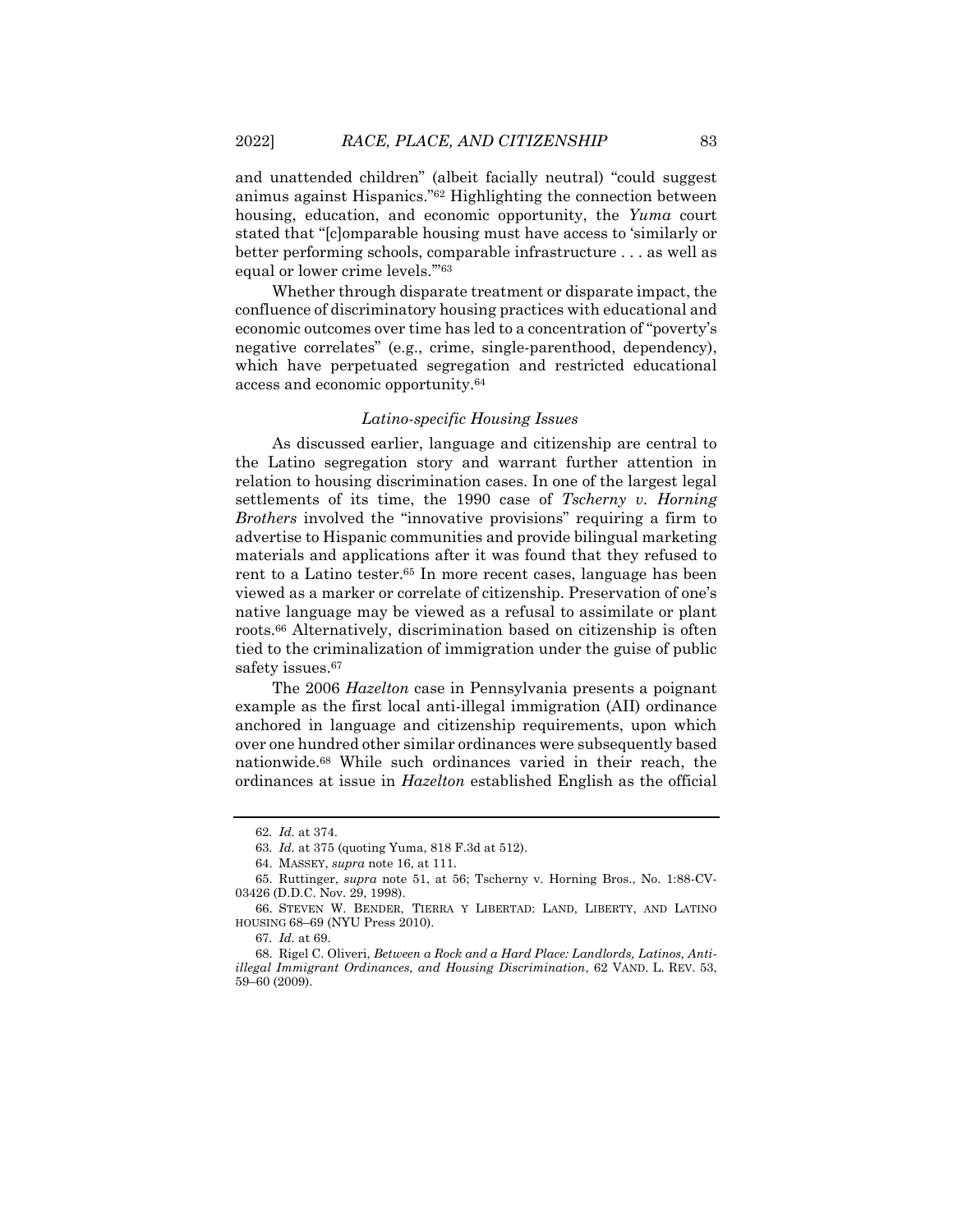and unattended children" (albeit facially neutral) "could suggest animus against Hispanics."[62] Highlighting the connection between housing, education, and economic opportunity, the *Yuma* court stated that "[c]omparable housing must have access to 'similarly or better performing schools, comparable infrastructure . . . as well as equal or lower crime levels.'"[63]

Whether through disparate treatment or disparate impact, the confluence of discriminatory housing practices with educational and economic outcomes over time has led to a concentration of "poverty's negative correlates" (e.g., crime, single-parenthood, dependency), which have perpetuated segregation and restricted educational access and economic opportunity.[64]

### *Latino-specific Housing Issues*

As discussed earlier, language and citizenship are central to the Latino segregation story and warrant further attention in relation to housing discrimination cases. In one of the largest legal settlements of its time, the 1990 case of *Tscherny v. Horning Brothers* involved the "innovative provisions" requiring a firm to advertise to Hispanic communities and provide bilingual marketing materials and applications after it was found that they refused to rent to a Latino tester.[65] In more recent cases, language has been viewed as a marker or correlate of citizenship. Preservation of one's native language may be viewed as a refusal to assimilate or plant roots.[66] Alternatively, discrimination based on citizenship is often tied to the criminalization of immigration under the guise of public safety issues.[67]

The 2006 *Hazelton* case in Pennsylvania presents a poignant example as the first local anti-illegal immigration (AII) ordinance anchored in language and citizenship requirements, upon which over one hundred other similar ordinances were subsequently based nationwide.[68] While such ordinances varied in their reach, the ordinances at issue in *Hazelton* established English as the official

---

62. *Id.* at 374.

63. *Id.* at 375 (quoting Yuma, 818 F.3d at 512).

64. MASSEY, *supra* note 16, at 111.

65. Ruttinger, *supra* note 51, at 56; Tscherny v. Horning Bros., No. 1:88-CV-03426 (D.D.C. Nov. 29, 1998).

66. STEVEN W. BENDER, TIERRA Y LIBERTAD: LAND, LIBERTY, AND LATINO HOUSING 68–69 (NYU Press 2010).

67. *Id.* at 69.

68. Rigel C. Oliveri, *Between a Rock and a Hard Place: Landlords, Latinos, Anti-illegal Immigrant Ordinances, and Housing Discrimination*, 62 VAND. L. REV. 53, 59–60 (2009).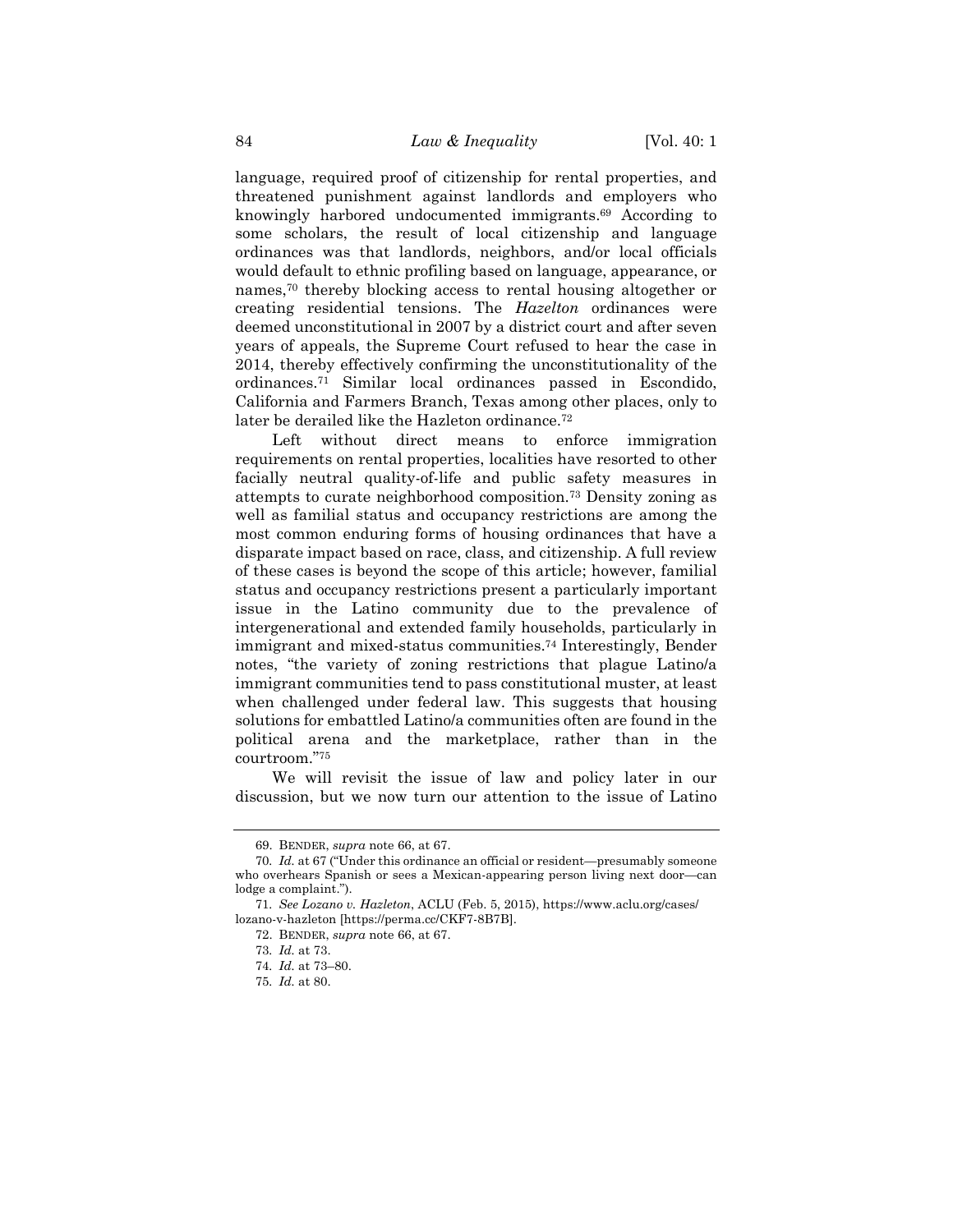language, required proof of citizenship for rental properties, and threatened punishment against landlords and employers who knowingly harbored undocumented immigrants.[69] According to some scholars, the result of local citizenship and language ordinances was that landlords, neighbors, and/or local officials would default to ethnic profiling based on language, appearance, or names,[70] thereby blocking access to rental housing altogether or creating residential tensions. The *Hazelton* ordinances were deemed unconstitutional in 2007 by a district court and after seven years of appeals, the Supreme Court refused to hear the case in 2014, thereby effectively confirming the unconstitutionality of the ordinances.[71] Similar local ordinances passed in Escondido, California and Farmers Branch, Texas among other places, only to later be derailed like the Hazleton ordinance.[72]

Left without direct means to enforce immigration requirements on rental properties, localities have resorted to other facially neutral quality-of-life and public safety measures in attempts to curate neighborhood composition.[73] Density zoning as well as familial status and occupancy restrictions are among the most common enduring forms of housing ordinances that have a disparate impact based on race, class, and citizenship. A full review of these cases is beyond the scope of this article; however, familial status and occupancy restrictions present a particularly important issue in the Latino community due to the prevalence of intergenerational and extended family households, particularly in immigrant and mixed-status communities.[74] Interestingly, Bender notes, "the variety of zoning restrictions that plague Latino/a immigrant communities tend to pass constitutional muster, at least when challenged under federal law. This suggests that housing solutions for embattled Latino/a communities often are found in the political arena and the marketplace, rather than in the courtroom."[75]

We will revisit the issue of law and policy later in our discussion, but we now turn our attention to the issue of Latino

---

69. BENDER, *supra* note 66, at 67.

70. *Id.* at 67 ("Under this ordinance an official or resident—presumably someone who overhears Spanish or sees a Mexican-appearing person living next door—can lodge a complaint.").

71. *See Lozano v. Hazleton*, ACLU (Feb. 5, 2015), https://www.aclu.org/cases/lozano-v-hazleton [https://perma.cc/CKF7-8B7B].

72. BENDER, *supra* note 66, at 67.

73. *Id.* at 73.

74. *Id.* at 73–80.

75. *Id.* at 80.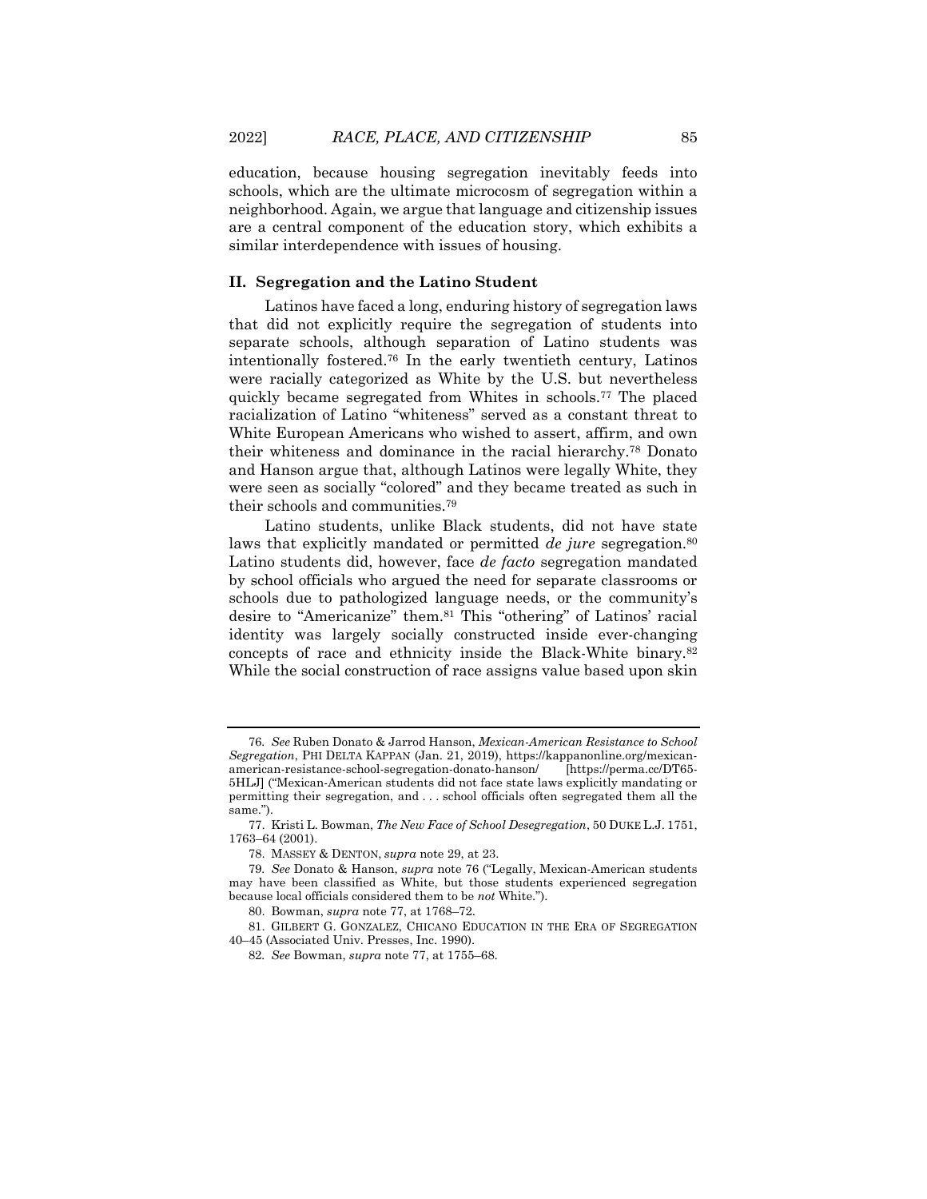education, because housing segregation inevitably feeds into schools, which are the ultimate microcosm of segregation within a neighborhood. Again, we argue that language and citizenship issues are a central component of the education story, which exhibits a similar interdependence with issues of housing.

## II. Segregation and the Latino Student

Latinos have faced a long, enduring history of segregation laws that did not explicitly require the segregation of students into separate schools, although separation of Latino students was intentionally fostered.[76] In the early twentieth century, Latinos were racially categorized as White by the U.S. but nevertheless quickly became segregated from Whites in schools.[77] The placed racialization of Latino "whiteness" served as a constant threat to White European Americans who wished to assert, affirm, and own their whiteness and dominance in the racial hierarchy.[78] Donato and Hanson argue that, although Latinos were legally White, they were seen as socially "colored" and they became treated as such in their schools and communities.[79]

Latino students, unlike Black students, did not have state laws that explicitly mandated or permitted *de jure* segregation.[80] Latino students did, however, face *de facto* segregation mandated by school officials who argued the need for separate classrooms or schools due to pathologized language needs, or the community's desire to "Americanize" them.[81] This "othering" of Latinos' racial identity was largely socially constructed inside ever-changing concepts of race and ethnicity inside the Black-White binary.[82] While the social construction of race assigns value based upon skin

---

76. *See* Ruben Donato & Jarrod Hanson, *Mexican-American Resistance to School Segregation*, PHI DELTA KAPPAN (Jan. 21, 2019), https://kappanonline.org/mexican-american-resistance-school-segregation-donato-hanson/ [https://perma.cc/DT65-5HLJ] ("Mexican-American students did not face state laws explicitly mandating or permitting their segregation, and . . . school officials often segregated them all the same.").

77. Kristi L. Bowman, *The New Face of School Desegregation*, 50 DUKE L.J. 1751, 1763–64 (2001).

78. MASSEY & DENTON, *supra* note 29, at 23.

79. *See* Donato & Hanson, *supra* note 76 ("Legally, Mexican-American students may have been classified as White, but those students experienced segregation because local officials considered them to be *not* White.").

80. Bowman, *supra* note 77, at 1768–72.

81. GILBERT G. GONZALEZ, CHICANO EDUCATION IN THE ERA OF SEGREGATION 40–45 (Associated Univ. Presses, Inc. 1990).

82. *See* Bowman, *supra* note 77, at 1755–68.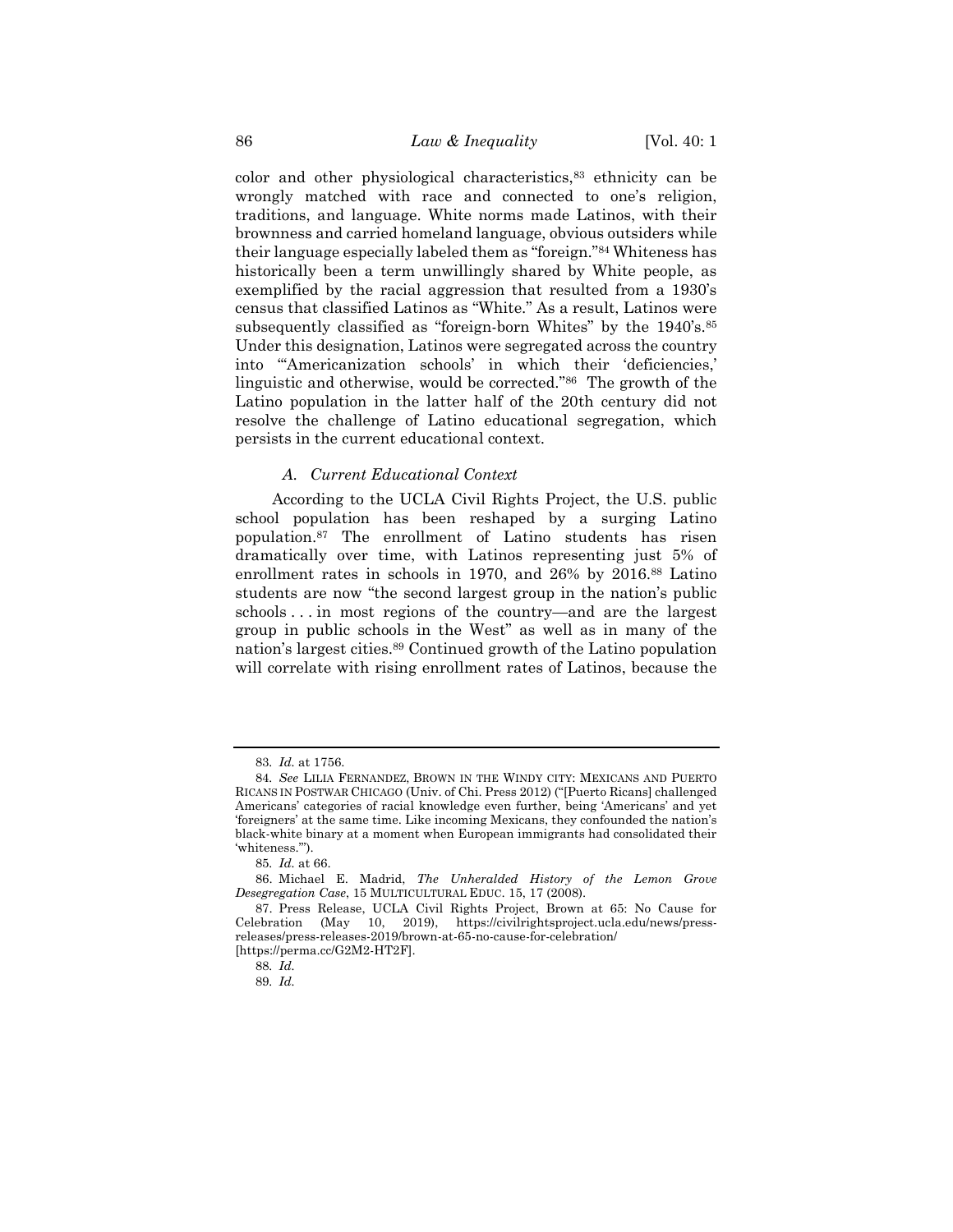color and other physiological characteristics,[83] ethnicity can be wrongly matched with race and connected to one's religion, traditions, and language. White norms made Latinos, with their brownness and carried homeland language, obvious outsiders while their language especially labeled them as "foreign."[84] Whiteness has historically been a term unwillingly shared by White people, as exemplified by the racial aggression that resulted from a 1930's census that classified Latinos as "White." As a result, Latinos were subsequently classified as "foreign-born Whites" by the 1940's.[85] Under this designation, Latinos were segregated across the country into "'Americanization schools' in which their 'deficiencies,' linguistic and otherwise, would be corrected."[86] The growth of the Latino population in the latter half of the 20th century did not resolve the challenge of Latino educational segregation, which persists in the current educational context.

### *A. Current Educational Context*

According to the UCLA Civil Rights Project, the U.S. public school population has been reshaped by a surging Latino population.[87] The enrollment of Latino students has risen dramatically over time, with Latinos representing just 5% of enrollment rates in schools in 1970, and 26% by 2016.[88] Latino students are now "the second largest group in the nation's public schools . . . in most regions of the country—and are the largest group in public schools in the West" as well as in many of the nation's largest cities.[89] Continued growth of the Latino population will correlate with rising enrollment rates of Latinos, because the

---

83. *Id.* at 1756.

84. *See* LILIA FERNANDEZ, BROWN IN THE WINDY CITY: MEXICANS AND PUERTO RICANS IN POSTWAR CHICAGO (Univ. of Chi. Press 2012) ("[Puerto Ricans] challenged Americans' categories of racial knowledge even further, being 'Americans' and yet 'foreigners' at the same time. Like incoming Mexicans, they confounded the nation's black-white binary at a moment when European immigrants had consolidated their 'whiteness.'").

85. *Id.* at 66.

86. Michael E. Madrid, *The Unheralded History of the Lemon Grove Desegregation Case*, 15 MULTICULTURAL EDUC. 15, 17 (2008).

87. Press Release, UCLA Civil Rights Project, Brown at 65: No Cause for Celebration (May 10, 2019), https://civilrightsproject.ucla.edu/news/press-releases/press-releases-2019/brown-at-65-no-cause-for-celebration/ [https://perma.cc/G2M2-HT2F].

88. *Id.*

89. *Id.*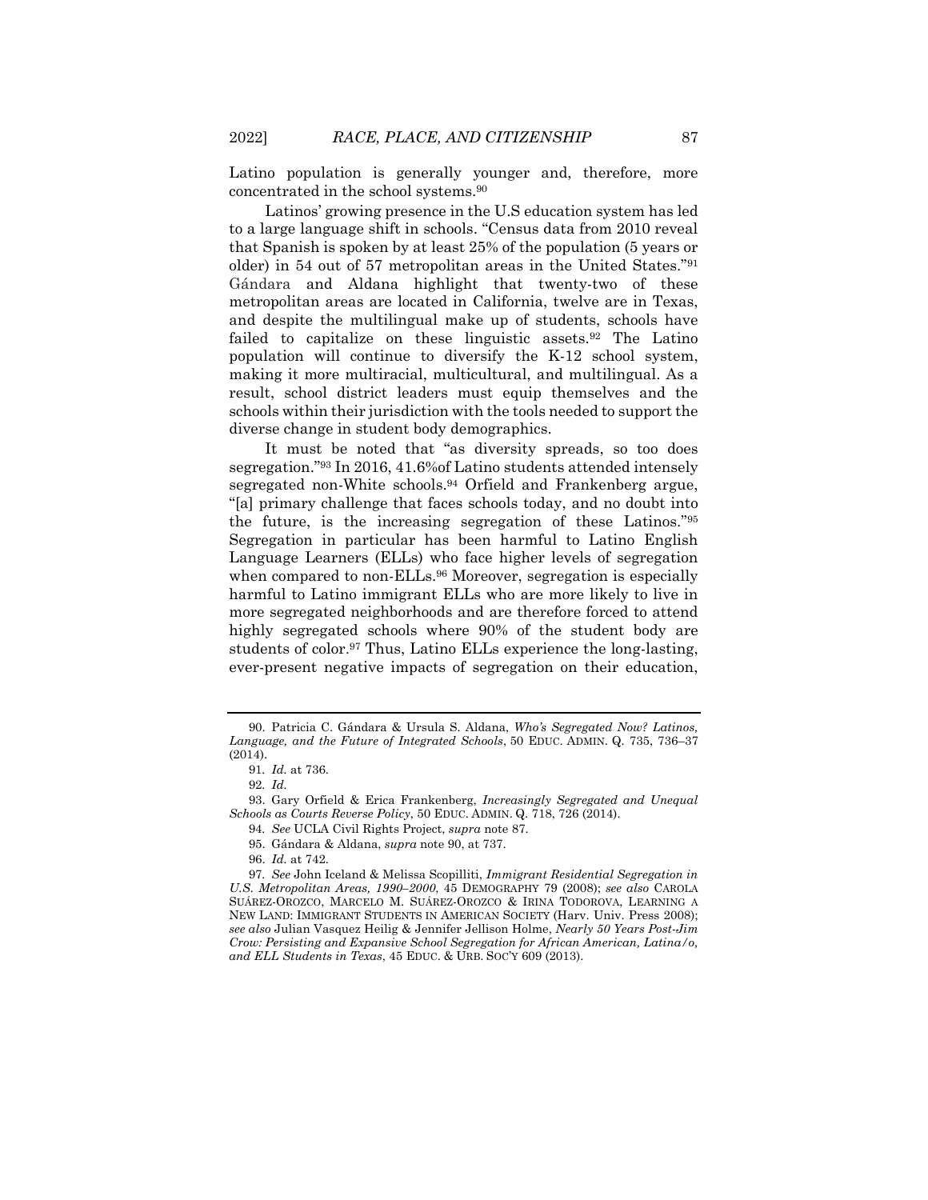Latino population is generally younger and, therefore, more concentrated in the school systems.[90]

Latinos' growing presence in the U.S education system has led to a large language shift in schools. "Census data from 2010 reveal that Spanish is spoken by at least 25% of the population (5 years or older) in 54 out of 57 metropolitan areas in the United States."[91] Gándara and Aldana highlight that twenty-two of these metropolitan areas are located in California, twelve are in Texas, and despite the multilingual make up of students, schools have failed to capitalize on these linguistic assets.[92] The Latino population will continue to diversify the K-12 school system, making it more multiracial, multicultural, and multilingual. As a result, school district leaders must equip themselves and the schools within their jurisdiction with the tools needed to support the diverse change in student body demographics.

It must be noted that "as diversity spreads, so too does segregation."[93] In 2016, 41.6%of Latino students attended intensely segregated non-White schools.[94] Orfield and Frankenberg argue, "[a] primary challenge that faces schools today, and no doubt into the future, is the increasing segregation of these Latinos."[95] Segregation in particular has been harmful to Latino English Language Learners (ELLs) who face higher levels of segregation when compared to non-ELLs.[96] Moreover, segregation is especially harmful to Latino immigrant ELLs who are more likely to live in more segregated neighborhoods and are therefore forced to attend highly segregated schools where 90% of the student body are students of color.[97] Thus, Latino ELLs experience the long-lasting, ever-present negative impacts of segregation on their education,

---

90. Patricia C. Gándara & Ursula S. Aldana, *Who's Segregated Now? Latinos, Language, and the Future of Integrated Schools*, 50 EDUC. ADMIN. Q. 735, 736–37 (2014).

91. *Id.* at 736.

92. *Id.*

93. Gary Orfield & Erica Frankenberg, *Increasingly Segregated and Unequal Schools as Courts Reverse Policy*, 50 EDUC. ADMIN. Q. 718, 726 (2014).

94. *See* UCLA Civil Rights Project, *supra* note 87.

95. Gándara & Aldana, *supra* note 90, at 737.

96. *Id.* at 742.

97. *See* John Iceland & Melissa Scopilliti, *Immigrant Residential Segregation in U.S. Metropolitan Areas, 1990–2000*, 45 DEMOGRAPHY 79 (2008); *see also* CAROLA SUÁREZ-OROZCO, MARCELO M. SUÁREZ-OROZCO & IRINA TODOROVA, LEARNING A NEW LAND: IMMIGRANT STUDENTS IN AMERICAN SOCIETY (Harv. Univ. Press 2008); *see also* Julian Vasquez Heilig & Jennifer Jellison Holme, *Nearly 50 Years Post-Jim Crow: Persisting and Expansive School Segregation for African American, Latina/o, and ELL Students in Texas*, 45 EDUC. & URB. SOC'Y 609 (2013).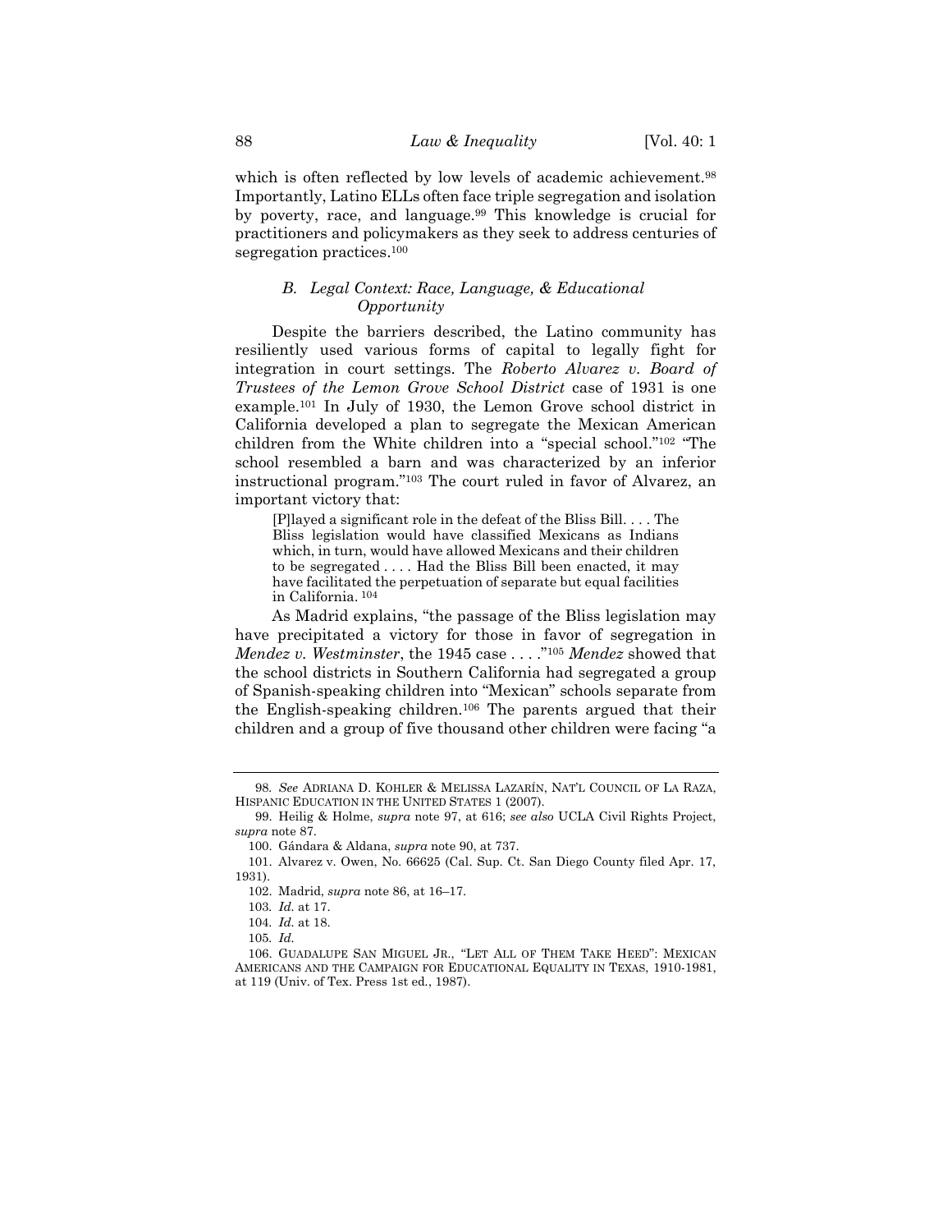which is often reflected by low levels of academic achievement.[98] Importantly, Latino ELLs often face triple segregation and isolation by poverty, race, and language.[99] This knowledge is crucial for practitioners and policymakers as they seek to address centuries of segregation practices.[100]

### *B. Legal Context: Race, Language, & Educational Opportunity*

Despite the barriers described, the Latino community has resiliently used various forms of capital to legally fight for integration in court settings. The *Roberto Alvarez v. Board of Trustees of the Lemon Grove School District* case of 1931 is one example.[101] In July of 1930, the Lemon Grove school district in California developed a plan to segregate the Mexican American children from the White children into a "special school."[102] "The school resembled a barn and was characterized by an inferior instructional program."[103] The court ruled in favor of Alvarez, an important victory that:

> [P]layed a significant role in the defeat of the Bliss Bill. . . . The Bliss legislation would have classified Mexicans as Indians which, in turn, would have allowed Mexicans and their children to be segregated . . . . Had the Bliss Bill been enacted, it may have facilitated the perpetuation of separate but equal facilities in California. [104]

As Madrid explains, "the passage of the Bliss legislation may have precipitated a victory for those in favor of segregation in *Mendez v. Westminster*, the 1945 case . . . ."[105] *Mendez* showed that the school districts in Southern California had segregated a group of Spanish-speaking children into "Mexican" schools separate from the English-speaking children.[106] The parents argued that their children and a group of five thousand other children were facing "a

---

98. *See* ADRIANA D. KOHLER & MELISSA LAZARÍN, NAT'L COUNCIL OF LA RAZA, HISPANIC EDUCATION IN THE UNITED STATES 1 (2007).

99. Heilig & Holme, *supra* note 97, at 616; *see also* UCLA Civil Rights Project, *supra* note 87.

100. Gándara & Aldana, *supra* note 90, at 737.

101. Alvarez v. Owen, No. 66625 (Cal. Sup. Ct. San Diego County filed Apr. 17, 1931).

102. Madrid, *supra* note 86, at 16–17.

103. *Id.* at 17.

104. *Id.* at 18.

105. *Id.*

106. GUADALUPE SAN MIGUEL JR., "LET ALL OF THEM TAKE HEED": MEXICAN AMERICANS AND THE CAMPAIGN FOR EDUCATIONAL EQUALITY IN TEXAS, 1910-1981, at 119 (Univ. of Tex. Press 1st ed., 1987).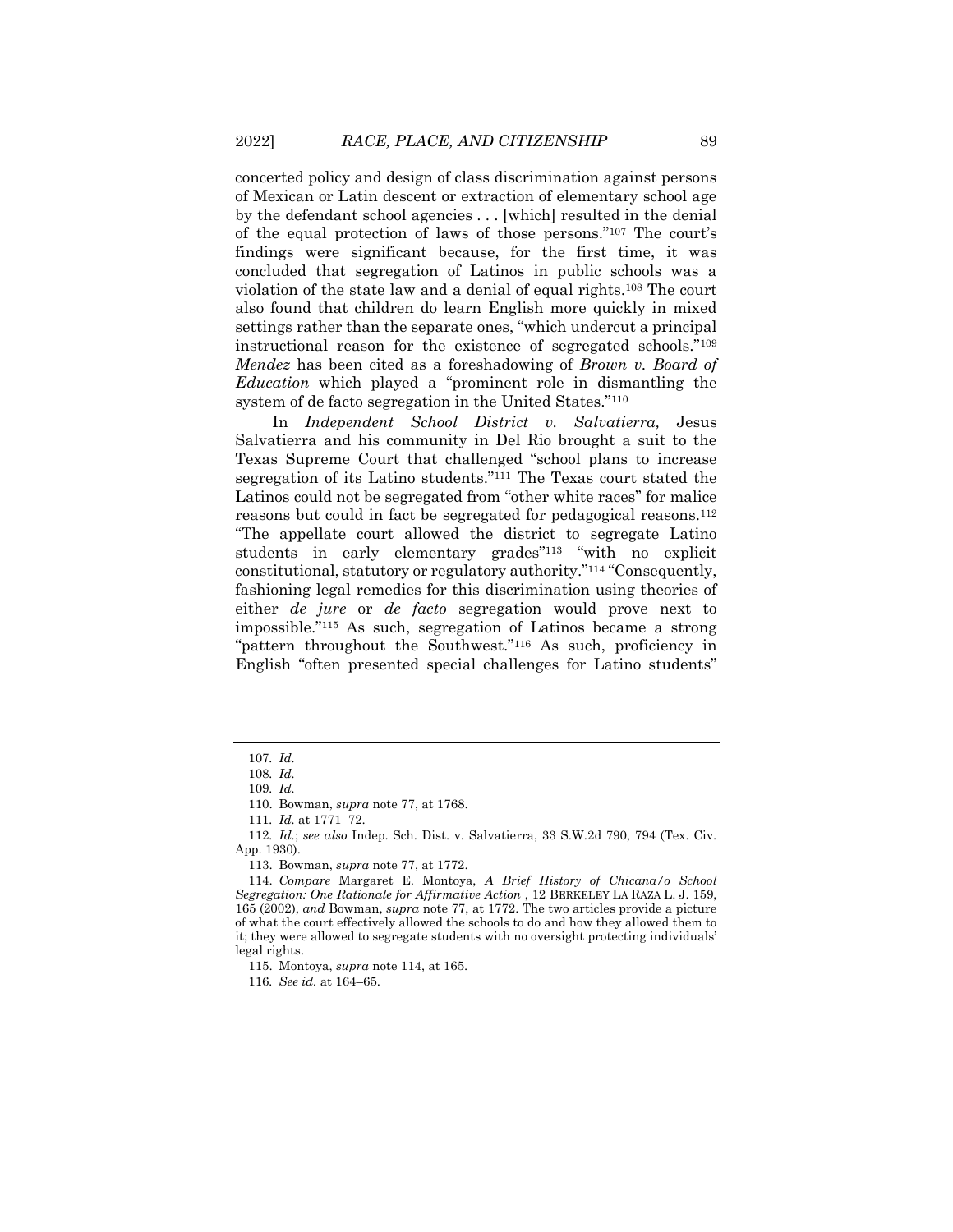concerted policy and design of class discrimination against persons of Mexican or Latin descent or extraction of elementary school age by the defendant school agencies . . . [which] resulted in the denial of the equal protection of laws of those persons."[107] The court's findings were significant because, for the first time, it was concluded that segregation of Latinos in public schools was a violation of the state law and a denial of equal rights.[108] The court also found that children do learn English more quickly in mixed settings rather than the separate ones, "which undercut a principal instructional reason for the existence of segregated schools."[109] *Mendez* has been cited as a foreshadowing of *Brown v. Board of Education* which played a "prominent role in dismantling the system of de facto segregation in the United States."[110]

In *Independent School District v. Salvatierra,* Jesus Salvatierra and his community in Del Rio brought a suit to the Texas Supreme Court that challenged "school plans to increase segregation of its Latino students."[111] The Texas court stated the Latinos could not be segregated from "other white races" for malice reasons but could in fact be segregated for pedagogical reasons.[112] "The appellate court allowed the district to segregate Latino students in early elementary grades"[113] "with no explicit constitutional, statutory or regulatory authority."[114] "Consequently, fashioning legal remedies for this discrimination using theories of either *de jure* or *de facto* segregation would prove next to impossible."[115] As such, segregation of Latinos became a strong "pattern throughout the Southwest."[116] As such, proficiency in English "often presented special challenges for Latino students"

---

107. *Id.*

108. *Id.*

109. *Id.*

110. Bowman, *supra* note 77, at 1768.

111. *Id.* at 1771–72.

112. *Id.*; *see also* Indep. Sch. Dist. v. Salvatierra, 33 S.W.2d 790, 794 (Tex. Civ. App. 1930).

113. Bowman, *supra* note 77, at 1772.

114. *Compare* Margaret E. Montoya, *A Brief History of Chicana/o School Segregation: One Rationale for Affirmative Action* , 12 BERKELEY LA RAZA L. J. 159, 165 (2002), *and* Bowman, *supra* note 77, at 1772. The two articles provide a picture of what the court effectively allowed the schools to do and how they allowed them to it; they were allowed to segregate students with no oversight protecting individuals' legal rights.

115. Montoya, *supra* note 114, at 165.

116. *See id.* at 164–65.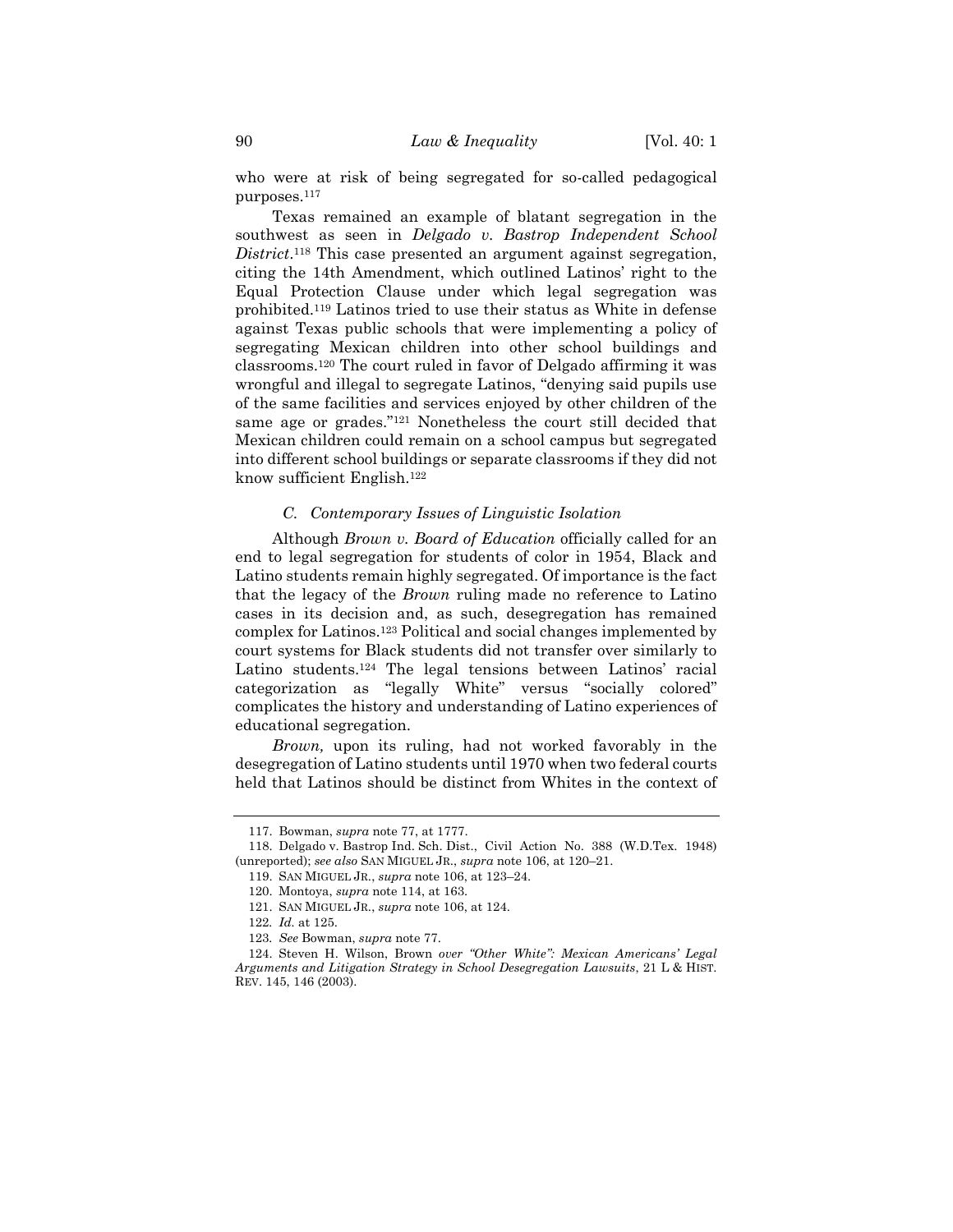who were at risk of being segregated for so-called pedagogical purposes.[117]

Texas remained an example of blatant segregation in the southwest as seen in *Delgado v. Bastrop Independent School District*.[118] This case presented an argument against segregation, citing the 14th Amendment, which outlined Latinos' right to the Equal Protection Clause under which legal segregation was prohibited.[119] Latinos tried to use their status as White in defense against Texas public schools that were implementing a policy of segregating Mexican children into other school buildings and classrooms.[120] The court ruled in favor of Delgado affirming it was wrongful and illegal to segregate Latinos, "denying said pupils use of the same facilities and services enjoyed by other children of the same age or grades."[121] Nonetheless the court still decided that Mexican children could remain on a school campus but segregated into different school buildings or separate classrooms if they did not know sufficient English.[122]

### *C. Contemporary Issues of Linguistic Isolation*

Although *Brown v. Board of Education* officially called for an end to legal segregation for students of color in 1954, Black and Latino students remain highly segregated. Of importance is the fact that the legacy of the *Brown* ruling made no reference to Latino cases in its decision and, as such, desegregation has remained complex for Latinos.[123] Political and social changes implemented by court systems for Black students did not transfer over similarly to Latino students.[124] The legal tensions between Latinos' racial categorization as "legally White" versus "socially colored" complicates the history and understanding of Latino experiences of educational segregation.

*Brown,* upon its ruling, had not worked favorably in the desegregation of Latino students until 1970 when two federal courts held that Latinos should be distinct from Whites in the context of

---

117. Bowman, *supra* note 77, at 1777.

118. Delgado v. Bastrop Ind. Sch. Dist., Civil Action No. 388 (W.D.Tex. 1948) (unreported); *see also* SAN MIGUEL JR., *supra* note 106, at 120–21.

119. SAN MIGUEL JR., *supra* note 106, at 123–24.

120. Montoya, *supra* note 114, at 163.

121. SAN MIGUEL JR., *supra* note 106, at 124.

122. *Id.* at 125.

123. *See* Bowman, *supra* note 77.

124. Steven H. Wilson, Brown *over "Other White": Mexican Americans' Legal Arguments and Litigation Strategy in School Desegregation Lawsuits*, 21 L & HIST. REV. 145, 146 (2003).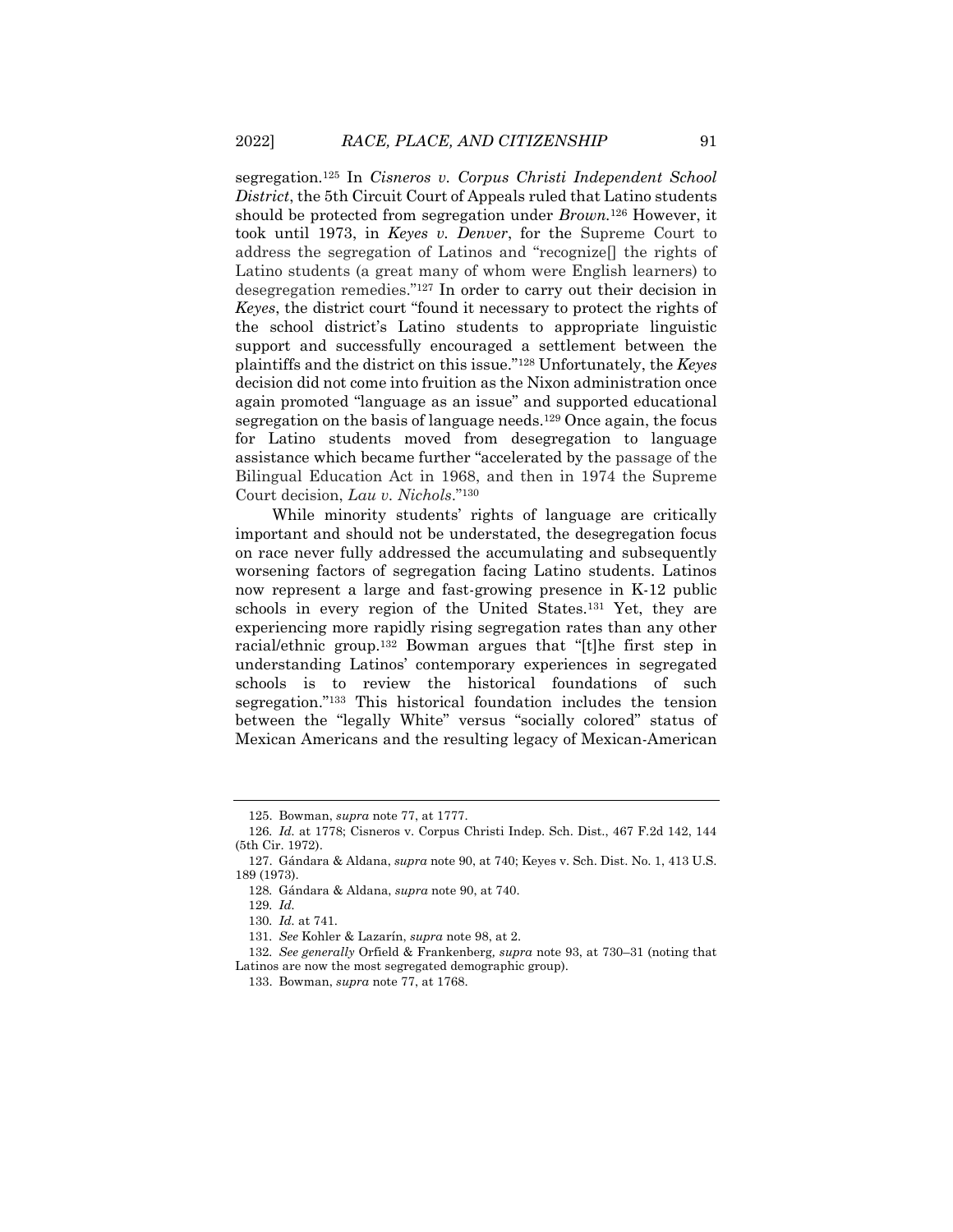segregation.[125] In *Cisneros v. Corpus Christi Independent School District*, the 5th Circuit Court of Appeals ruled that Latino students should be protected from segregation under *Brown*.[126] However, it took until 1973, in *Keyes v. Denver*, for the Supreme Court to address the segregation of Latinos and "recognize[] the rights of Latino students (a great many of whom were English learners) to desegregation remedies."[127] In order to carry out their decision in *Keyes*, the district court "found it necessary to protect the rights of the school district's Latino students to appropriate linguistic support and successfully encouraged a settlement between the plaintiffs and the district on this issue."[128] Unfortunately, the *Keyes* decision did not come into fruition as the Nixon administration once again promoted "language as an issue" and supported educational segregation on the basis of language needs.[129] Once again, the focus for Latino students moved from desegregation to language assistance which became further "accelerated by the passage of the Bilingual Education Act in 1968, and then in 1974 the Supreme Court decision, *Lau v. Nichols*."[130]

While minority students' rights of language are critically important and should not be understated, the desegregation focus on race never fully addressed the accumulating and subsequently worsening factors of segregation facing Latino students. Latinos now represent a large and fast-growing presence in K-12 public schools in every region of the United States.[131] Yet, they are experiencing more rapidly rising segregation rates than any other racial/ethnic group.[132] Bowman argues that "[t]he first step in understanding Latinos' contemporary experiences in segregated schools is to review the historical foundations of such segregation."[133] This historical foundation includes the tension between the "legally White" versus "socially colored" status of Mexican Americans and the resulting legacy of Mexican-American

---

125. Bowman, *supra* note 77, at 1777.

126. *Id.* at 1778; Cisneros v. Corpus Christi Indep. Sch. Dist., 467 F.2d 142, 144 (5th Cir. 1972).

127. Gándara & Aldana, *supra* note 90, at 740; Keyes v. Sch. Dist. No. 1, 413 U.S. 189 (1973).

128. Gándara & Aldana, *supra* note 90, at 740.

129. *Id.*

130. *Id.* at 741.

131. *See* Kohler & Lazarín, *supra* note 98, at 2.

132. *See generally* Orfield & Frankenberg, *supra* note 93, at 730–31 (noting that Latinos are now the most segregated demographic group).

133. Bowman, *supra* note 77, at 1768.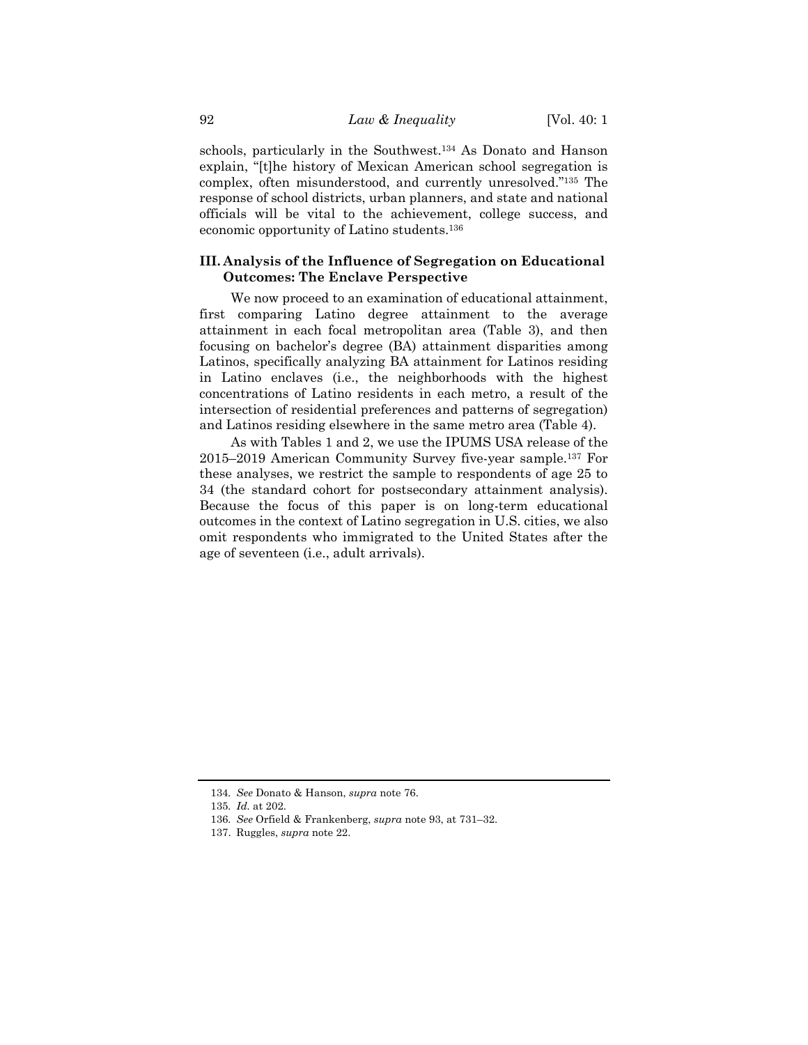schools, particularly in the Southwest.[134] As Donato and Hanson explain, "[t]he history of Mexican American school segregation is complex, often misunderstood, and currently unresolved."[135] The response of school districts, urban planners, and state and national officials will be vital to the achievement, college success, and economic opportunity of Latino students.[136]

## III. Analysis of the Influence of Segregation on Educational Outcomes: The Enclave Perspective

We now proceed to an examination of educational attainment, first comparing Latino degree attainment to the average attainment in each focal metropolitan area (Table 3), and then focusing on bachelor's degree (BA) attainment disparities among Latinos, specifically analyzing BA attainment for Latinos residing in Latino enclaves (i.e., the neighborhoods with the highest concentrations of Latino residents in each metro, a result of the intersection of residential preferences and patterns of segregation) and Latinos residing elsewhere in the same metro area (Table 4).

As with Tables 1 and 2, we use the IPUMS USA release of the 2015–2019 American Community Survey five-year sample.[137] For these analyses, we restrict the sample to respondents of age 25 to 34 (the standard cohort for postsecondary attainment analysis). Because the focus of this paper is on long-term educational outcomes in the context of Latino segregation in U.S. cities, we also omit respondents who immigrated to the United States after the age of seventeen (i.e., adult arrivals).

---

134. *See* Donato & Hanson, *supra* note 76.

135. *Id.* at 202.

136. *See* Orfield & Frankenberg, *supra* note 93, at 731–32.

137. Ruggles, *supra* note 22.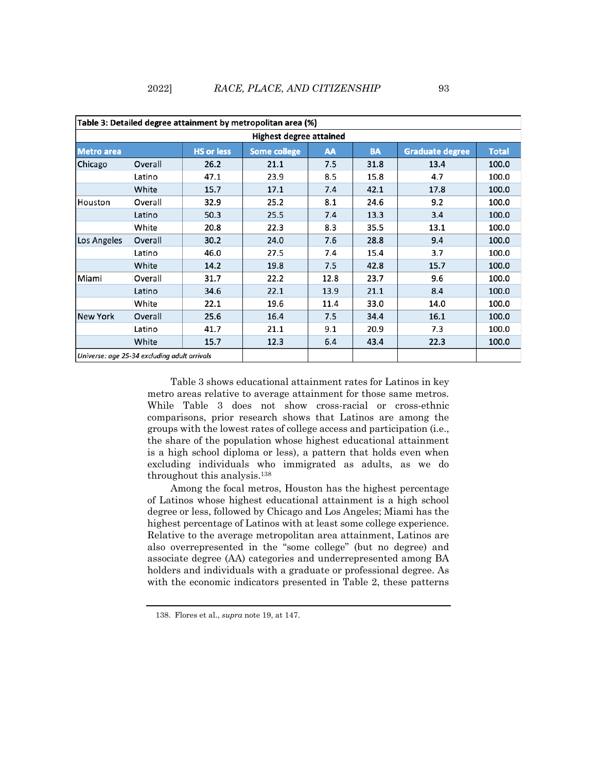**Table 3: Detailed degree attainment by metropolitan area (%)**

| Metro area | | Highest degree attained | | | | | |
|---|---|---|---|---|---|---|---|
| | | HS or less | Some college | AA | BA | Graduate degree | Total |
| Chicago | Overall | 26.2 | 21.1 | 7.5 | 31.8 | 13.4 | 100.0 |
| | Latino | 47.1 | 23.9 | 8.5 | 15.8 | 4.7 | 100.0 |
| | White | 15.7 | 17.1 | 7.4 | 42.1 | 17.8 | 100.0 |
| Houston | Overall | 32.9 | 25.2 | 8.1 | 24.6 | 9.2 | 100.0 |
| | Latino | 50.3 | 25.5 | 7.4 | 13.3 | 3.4 | 100.0 |
| | White | 20.8 | 22.3 | 8.3 | 35.5 | 13.1 | 100.0 |
| Los Angeles | Overall | 30.2 | 24.0 | 7.6 | 28.8 | 9.4 | 100.0 |
| | Latino | 46.0 | 27.5 | 7.4 | 15.4 | 3.7 | 100.0 |
| | White | 14.2 | 19.8 | 7.5 | 42.8 | 15.7 | 100.0 |
| Miami | Overall | 31.7 | 22.2 | 12.8 | 23.7 | 9.6 | 100.0 |
| | Latino | 34.6 | 22.1 | 13.9 | 21.1 | 8.4 | 100.0 |
| | White | 22.1 | 19.6 | 11.4 | 33.0 | 14.0 | 100.0 |
| New York | Overall | 25.6 | 16.4 | 7.5 | 34.4 | 16.1 | 100.0 |
| | Latino | 41.7 | 21.1 | 9.1 | 20.9 | 7.3 | 100.0 |
| | White | 15.7 | 12.3 | 6.4 | 43.4 | 22.3 | 100.0 |

*Universe: age 25-34 excluding adult arrivals*

Table 3 shows educational attainment rates for Latinos in key metro areas relative to average attainment for those same metros. While Table 3 does not show cross-racial or cross-ethnic comparisons, prior research shows that Latinos are among the groups with the lowest rates of college access and participation (i.e., the share of the population whose highest educational attainment is a high school diploma or less), a pattern that holds even when excluding individuals who immigrated as adults, as we do throughout this analysis.[138]

Among the focal metros, Houston has the highest percentage of Latinos whose highest educational attainment is a high school degree or less, followed by Chicago and Los Angeles; Miami has the highest percentage of Latinos with at least some college experience. Relative to the average metropolitan area attainment, Latinos are also overrepresented in the "some college" (but no degree) and associate degree (AA) categories and underrepresented among BA holders and individuals with a graduate or professional degree. As with the economic indicators presented in Table 2, these patterns

138. Flores et al., *supra* note 19, at 147.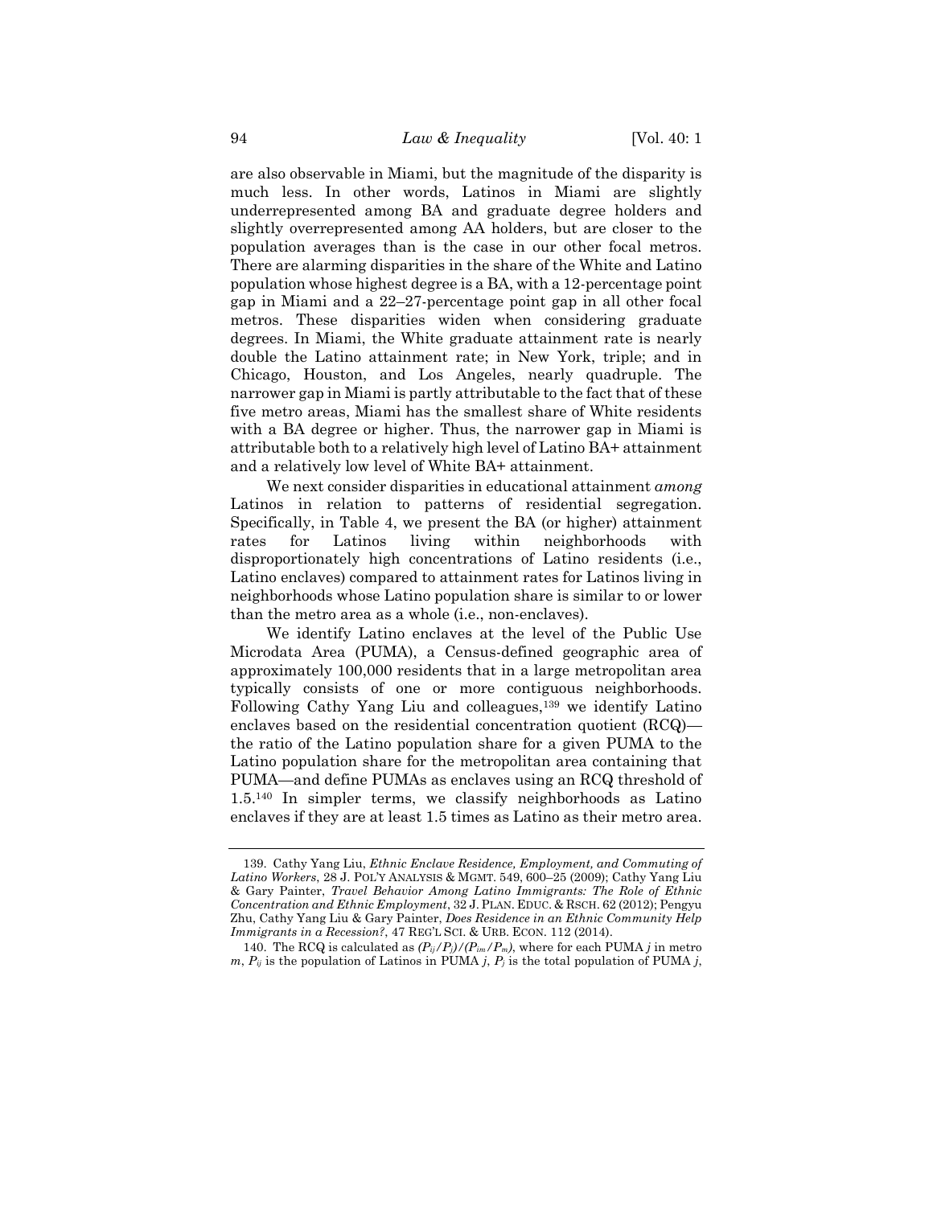are also observable in Miami, but the magnitude of the disparity is much less. In other words, Latinos in Miami are slightly underrepresented among BA and graduate degree holders and slightly overrepresented among AA holders, but are closer to the population averages than is the case in our other focal metros. There are alarming disparities in the share of the White and Latino population whose highest degree is a BA, with a 12-percentage point gap in Miami and a 22–27-percentage point gap in all other focal metros. These disparities widen when considering graduate degrees. In Miami, the White graduate attainment rate is nearly double the Latino attainment rate; in New York, triple; and in Chicago, Houston, and Los Angeles, nearly quadruple. The narrower gap in Miami is partly attributable to the fact that of these five metro areas, Miami has the smallest share of White residents with a BA degree or higher. Thus, the narrower gap in Miami is attributable both to a relatively high level of Latino BA+ attainment and a relatively low level of White BA+ attainment.

We next consider disparities in educational attainment *among* Latinos in relation to patterns of residential segregation. Specifically, in Table 4, we present the BA (or higher) attainment rates for Latinos living within neighborhoods with disproportionately high concentrations of Latino residents (i.e., Latino enclaves) compared to attainment rates for Latinos living in neighborhoods whose Latino population share is similar to or lower than the metro area as a whole (i.e., non-enclaves).

We identify Latino enclaves at the level of the Public Use Microdata Area (PUMA), a Census-defined geographic area of approximately 100,000 residents that in a large metropolitan area typically consists of one or more contiguous neighborhoods. Following Cathy Yang Liu and colleagues,[139] we identify Latino enclaves based on the residential concentration quotient (RCQ)—the ratio of the Latino population share for a given PUMA to the Latino population share for the metropolitan area containing that PUMA—and define PUMAs as enclaves using an RCQ threshold of 1.5.[140] In simpler terms, we classify neighborhoods as Latino enclaves if they are at least 1.5 times as Latino as their metro area.

---

139. Cathy Yang Liu, *Ethnic Enclave Residence, Employment, and Commuting of Latino Workers*, 28 J. POL'Y ANALYSIS & MGMT. 549, 600–25 (2009); Cathy Yang Liu & Gary Painter, *Travel Behavior Among Latino Immigrants: The Role of Ethnic Concentration and Ethnic Employment*, 32 J. PLAN. EDUC. & RSCH. 62 (2012); Pengyu Zhu, Cathy Yang Liu & Gary Painter, *Does Residence in an Ethnic Community Help Immigrants in a Recession?*, 47 REG'L SCI. & URB. ECON. 112 (2014).

140. The RCQ is calculated as $(P_{ij}/P_j)/(P_{im}/P_m)$, where for each PUMA $j$ in metro $m$, $P_{ij}$ is the population of Latinos in PUMA $j$, $P_j$ is the total population of PUMA $j$,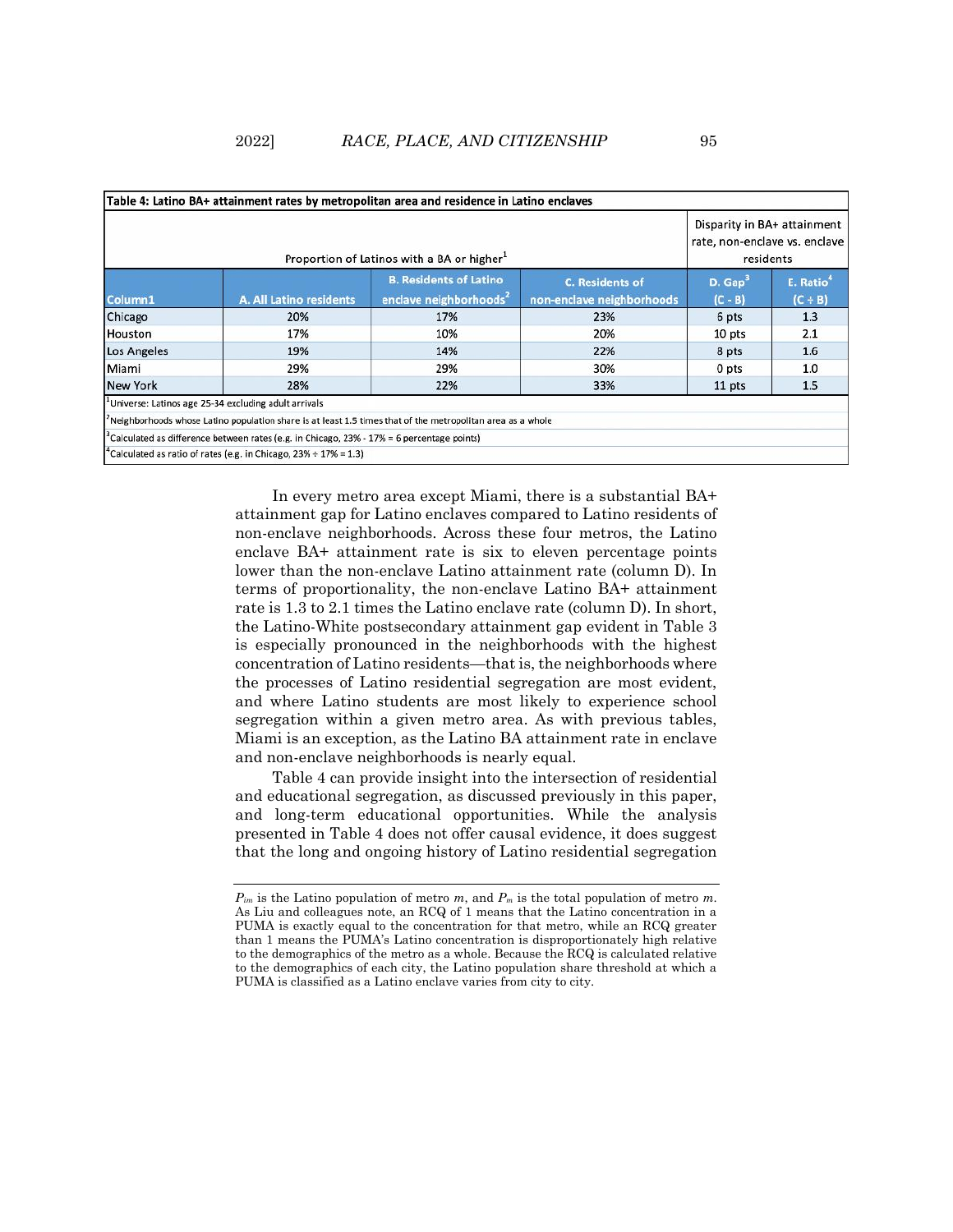**Table 4: Latino BA+ attainment rates by metropolitan area and residence in Latino enclaves**

| | Proportion of Latinos with a BA or higher[1] | | | Disparity in BA+ attainment rate, non-enclave vs. enclave residents | |
|---|---|---|---|---|---|
| Column1 | A. All Latino residents | B. Residents of Latino enclave neighborhoods[2] | C. Residents of non-enclave neighborhoods | D. Gap[3] (C - B) | E. Ratio[4] (C ÷ B) |
| Chicago | 20% | 17% | 23% | 6 pts | 1.3 |
| Houston | 17% | 10% | 20% | 10 pts | 2.1 |
| Los Angeles | 19% | 14% | 22% | 8 pts | 1.6 |
| Miami | 29% | 29% | 30% | 0 pts | 1.0 |
| New York | 28% | 22% | 33% | 11 pts | 1.5 |

[1]Universe: Latinos age 25-34 excluding adult arrivals

[2]Neighborhoods whose Latino population share is at least 1.5 times that of the metropolitan area as a whole

[3]Calculated as difference between rates (e.g. in Chicago, 23% - 17% = 6 percentage points)

[4]Calculated as ratio of rates (e.g. in Chicago, 23% ÷ 17% = 1.3)

In every metro area except Miami, there is a substantial BA+ attainment gap for Latino enclaves compared to Latino residents of non-enclave neighborhoods. Across these four metros, the Latino enclave BA+ attainment rate is six to eleven percentage points lower than the non-enclave Latino attainment rate (column D). In terms of proportionality, the non-enclave Latino BA+ attainment rate is 1.3 to 2.1 times the Latino enclave rate (column D). In short, the Latino-White postsecondary attainment gap evident in Table 3 is especially pronounced in the neighborhoods with the highest concentration of Latino residents—that is, the neighborhoods where the processes of Latino residential segregation are most evident, and where Latino students are most likely to experience school segregation within a given metro area. As with previous tables, Miami is an exception, as the Latino BA attainment rate in enclave and non-enclave neighborhoods is nearly equal.

Table 4 can provide insight into the intersection of residential and educational segregation, as discussed previously in this paper, and long-term educational opportunities. While the analysis presented in Table 4 does not offer causal evidence, it does suggest that the long and ongoing history of Latino residential segregation

---

$P_{lm}$ is the Latino population of metro $m$, and $P_m$ is the total population of metro $m$. As Liu and colleagues note, an RCQ of 1 means that the Latino concentration in a PUMA is exactly equal to the concentration for that metro, while an RCQ greater than 1 means the PUMA's Latino concentration is disproportionately high relative to the demographics of the metro as a whole. Because the RCQ is calculated relative to the demographics of each city, the Latino population share threshold at which a PUMA is classified as a Latino enclave varies from city to city.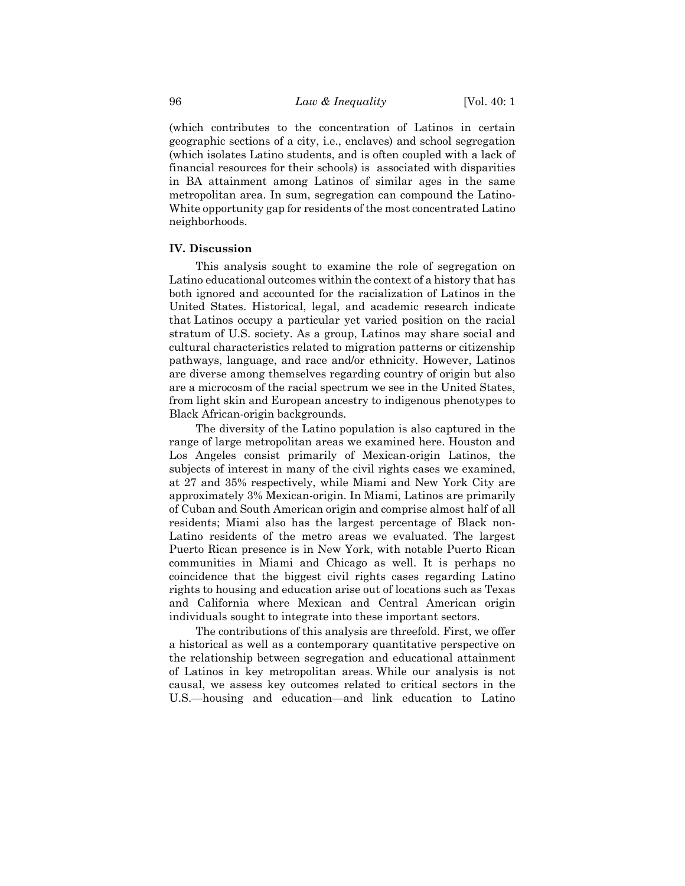(which contributes to the concentration of Latinos in certain geographic sections of a city, i.e., enclaves) and school segregation (which isolates Latino students, and is often coupled with a lack of financial resources for their schools) is associated with disparities in BA attainment among Latinos of similar ages in the same metropolitan area. In sum, segregation can compound the Latino-White opportunity gap for residents of the most concentrated Latino neighborhoods.

## IV. Discussion

This analysis sought to examine the role of segregation on Latino educational outcomes within the context of a history that has both ignored and accounted for the racialization of Latinos in the United States. Historical, legal, and academic research indicate that Latinos occupy a particular yet varied position on the racial stratum of U.S. society. As a group, Latinos may share social and cultural characteristics related to migration patterns or citizenship pathways, language, and race and/or ethnicity. However, Latinos are diverse among themselves regarding country of origin but also are a microcosm of the racial spectrum we see in the United States, from light skin and European ancestry to indigenous phenotypes to Black African-origin backgrounds.

The diversity of the Latino population is also captured in the range of large metropolitan areas we examined here. Houston and Los Angeles consist primarily of Mexican-origin Latinos, the subjects of interest in many of the civil rights cases we examined, at 27 and 35% respectively, while Miami and New York City are approximately 3% Mexican-origin. In Miami, Latinos are primarily of Cuban and South American origin and comprise almost half of all residents; Miami also has the largest percentage of Black non-Latino residents of the metro areas we evaluated. The largest Puerto Rican presence is in New York, with notable Puerto Rican communities in Miami and Chicago as well. It is perhaps no coincidence that the biggest civil rights cases regarding Latino rights to housing and education arise out of locations such as Texas and California where Mexican and Central American origin individuals sought to integrate into these important sectors.

The contributions of this analysis are threefold. First, we offer a historical as well as a contemporary quantitative perspective on the relationship between segregation and educational attainment of Latinos in key metropolitan areas. While our analysis is not causal, we assess key outcomes related to critical sectors in the U.S.—housing and education—and link education to Latino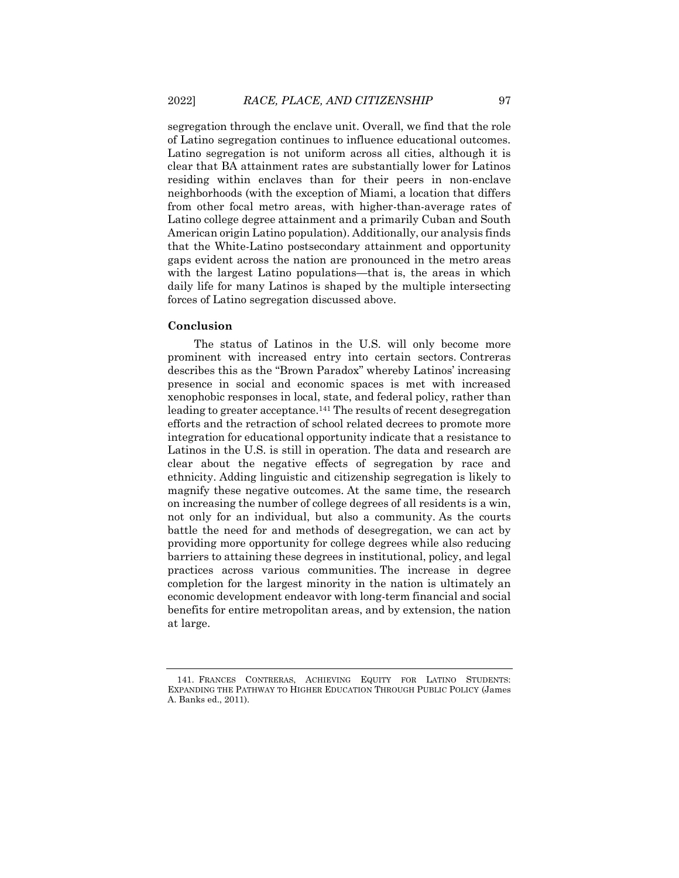segregation through the enclave unit. Overall, we find that the role of Latino segregation continues to influence educational outcomes. Latino segregation is not uniform across all cities, although it is clear that BA attainment rates are substantially lower for Latinos residing within enclaves than for their peers in non-enclave neighborhoods (with the exception of Miami, a location that differs from other focal metro areas, with higher-than-average rates of Latino college degree attainment and a primarily Cuban and South American origin Latino population). Additionally, our analysis finds that the White-Latino postsecondary attainment and opportunity gaps evident across the nation are pronounced in the metro areas with the largest Latino populations—that is, the areas in which daily life for many Latinos is shaped by the multiple intersecting forces of Latino segregation discussed above.

## Conclusion

The status of Latinos in the U.S. will only become more prominent with increased entry into certain sectors. Contreras describes this as the "Brown Paradox" whereby Latinos' increasing presence in social and economic spaces is met with increased xenophobic responses in local, state, and federal policy, rather than leading to greater acceptance.[141] The results of recent desegregation efforts and the retraction of school related decrees to promote more integration for educational opportunity indicate that a resistance to Latinos in the U.S. is still in operation. The data and research are clear about the negative effects of segregation by race and ethnicity. Adding linguistic and citizenship segregation is likely to magnify these negative outcomes. At the same time, the research on increasing the number of college degrees of all residents is a win, not only for an individual, but also a community. As the courts battle the need for and methods of desegregation, we can act by providing more opportunity for college degrees while also reducing barriers to attaining these degrees in institutional, policy, and legal practices across various communities. The increase in degree completion for the largest minority in the nation is ultimately an economic development endeavor with long-term financial and social benefits for entire metropolitan areas, and by extension, the nation at large.

---

141. FRANCES CONTRERAS, ACHIEVING EQUITY FOR LATINO STUDENTS: EXPANDING THE PATHWAY TO HIGHER EDUCATION THROUGH PUBLIC POLICY (James A. Banks ed., 2011).